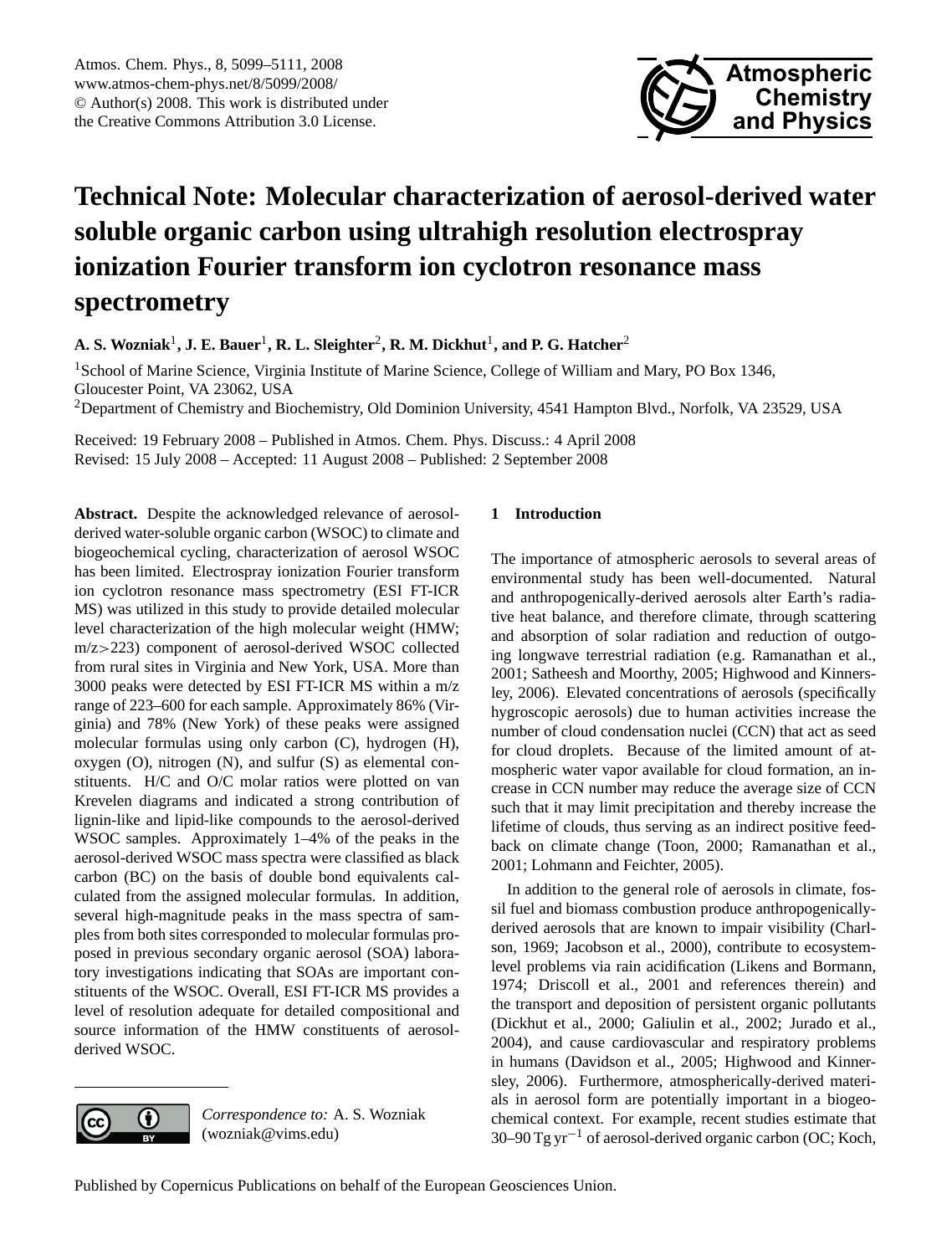# Technical Note: Molecular characterization of aerosol-derived water soluble organic carbon using ultrahigh resolution electrospray ionization Fourier transform ion cyclotron resonance mass spectrometry

**A. S. Wozniak**[1], **J. E. Bauer**[1], **R. L. Sleighter**[2], **R. M. Dickhut**[1], **and P. G. Hatcher**[2]

[1]School of Marine Science, Virginia Institute of Marine Science, College of William and Mary, PO Box 1346, Gloucester Point, VA 23062, USA

[2]Department of Chemistry and Biochemistry, Old Dominion University, 4541 Hampton Blvd., Norfolk, VA 23529, USA

Received: 19 February 2008 – Published in Atmos. Chem. Phys. Discuss.: 4 April 2008
Revised: 15 July 2008 – Accepted: 11 August 2008 – Published: 2 September 2008

**Abstract.** Despite the acknowledged relevance of aerosol-derived water-soluble organic carbon (WSOC) to climate and biogeochemical cycling, characterization of aerosol WSOC has been limited. Electrospray ionization Fourier transform ion cyclotron resonance mass spectrometry (ESI FT-ICR MS) was utilized in this study to provide detailed molecular level characterization of the high molecular weight (HMW; $m/z > 223$) component of aerosol-derived WSOC collected from rural sites in Virginia and New York, USA. More than 3000 peaks were detected by ESI FT-ICR MS within a m/z range of 223–600 for each sample. Approximately 86% (Virginia) and 78% (New York) of these peaks were assigned molecular formulas using only carbon (C), hydrogen (H), oxygen (O), nitrogen (N), and sulfur (S) as elemental constituents. H/C and O/C molar ratios were plotted on van Krevelen diagrams and indicated a strong contribution of lignin-like and lipid-like compounds to the aerosol-derived WSOC samples. Approximately 1–4% of the peaks in the aerosol-derived WSOC mass spectra were classified as black carbon (BC) on the basis of double bond equivalents calculated from the assigned molecular formulas. In addition, several high-magnitude peaks in the mass spectra of samples from both sites corresponded to molecular formulas proposed in previous secondary organic aerosol (SOA) laboratory investigations indicating that SOAs are important constituents of the WSOC. Overall, ESI FT-ICR MS provides a level of resolution adequate for detailed compositional and source information of the HMW constituents of aerosol-derived WSOC.

## 1 Introduction

The importance of atmospheric aerosols to several areas of environmental study has been well-documented. Natural and anthropogenically-derived aerosols alter Earth's radiative heat balance, and therefore climate, through scattering and absorption of solar radiation and reduction of outgoing longwave terrestrial radiation (e.g. Ramanathan et al., 2001; Satheesh and Moorthy, 2005; Highwood and Kinnersley, 2006). Elevated concentrations of aerosols (specifically hygroscopic aerosols) due to human activities increase the number of cloud condensation nuclei (CCN) that act as seed for cloud droplets. Because of the limited amount of atmospheric water vapor available for cloud formation, an increase in CCN number may reduce the average size of CCN such that it may limit precipitation and thereby increase the lifetime of clouds, thus serving as an indirect positive feedback on climate change (Toon, 2000; Ramanathan et al., 2001; Lohmann and Feichter, 2005).

In addition to the general role of aerosols in climate, fossil fuel and biomass combustion produce anthropogenically-derived aerosols that are known to impair visibility (Charlson, 1969; Jacobson et al., 2000), contribute to ecosystem-level problems via rain acidification (Likens and Bormann, 1974; Driscoll et al., 2001 and references therein) and the transport and deposition of persistent organic pollutants (Dickhut et al., 2000; Galiulin et al., 2002; Jurado et al., 2004), and cause cardiovascular and respiratory problems in humans (Davidson et al., 2005; Highwood and Kinnersley, 2006). Furthermore, atmospherically-derived materials in aerosol form are potentially important in a biogeochemical context. For example, recent studies estimate that 30–90 Tg $yr^{-1}$ of aerosol-derived organic carbon (OC; Koch,

*Correspondence to:* A. S. Wozniak (wozniak@vims.edu)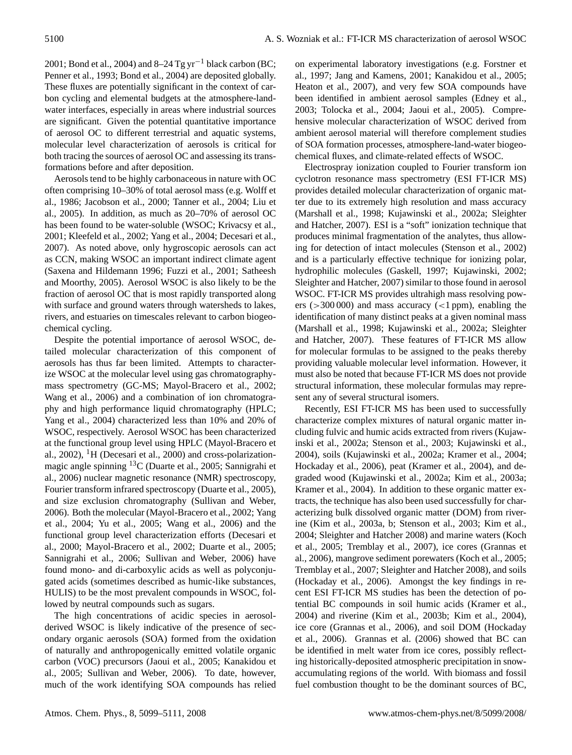2001; Bond et al., 2004) and 8–24 Tg yr$^{-1}$ black carbon (BC; Penner et al., 1993; Bond et al., 2004) are deposited globally. These fluxes are potentially significant in the context of carbon cycling and elemental budgets at the atmosphere-land-water interfaces, especially in areas where industrial sources are significant. Given the potential quantitative importance of aerosol OC to different terrestrial and aquatic systems, molecular level characterization of aerosols is critical for both tracing the sources of aerosol OC and assessing its transformations before and after deposition.

Aerosols tend to be highly carbonaceous in nature with OC often comprising 10–30% of total aerosol mass (e.g. Wolff et al., 1986; Jacobson et al., 2000; Tanner et al., 2004; Liu et al., 2005). In addition, as much as 20–70% of aerosol OC has been found to be water-soluble (WSOC; Krivacsy et al., 2001; Kleefeld et al., 2002; Yang et al., 2004; Decesari et al., 2007). As noted above, only hygroscopic aerosols can act as CCN, making WSOC an important indirect climate agent (Saxena and Hildemann 1996; Fuzzi et al., 2001; Satheesh and Moorthy, 2005). Aerosol WSOC is also likely to be the fraction of aerosol OC that is most rapidly transported along with surface and ground waters through watersheds to lakes, rivers, and estuaries on timescales relevant to carbon biogeochemical cycling.

Despite the potential importance of aerosol WSOC, detailed molecular characterization of this component of aerosols has thus far been limited. Attempts to characterize WSOC at the molecular level using gas chromatography-mass spectrometry (GC-MS; Mayol-Bracero et al., 2002; Wang et al., 2006) and a combination of ion chromatography and high performance liquid chromatography (HPLC; Yang et al., 2004) characterized less than 10% and 20% of WSOC, respectively. Aerosol WSOC has been characterized at the functional group level using HPLC (Mayol-Bracero et al., 2002), $^{1}$H (Decesari et al., 2000) and cross-polarization-magic angle spinning $^{13}$C (Duarte et al., 2005; Sannigrahi et al., 2006) nuclear magnetic resonance (NMR) spectroscopy, Fourier transform infrared spectroscopy (Duarte et al., 2005), and size exclusion chromatography (Sullivan and Weber, 2006). Both the molecular (Mayol-Bracero et al., 2002; Yang et al., 2004; Yu et al., 2005; Wang et al., 2006) and the functional group level characterization efforts (Decesari et al., 2000; Mayol-Bracero et al., 2002; Duarte et al., 2005; Sannigrahi et al., 2006; Sullivan and Weber, 2006) have found mono- and di-carboxylic acids as well as polyconjugated acids (sometimes described as humic-like substances, HULIS) to be the most prevalent compounds in WSOC, followed by neutral compounds such as sugars.

The high concentrations of acidic species in aerosol-derived WSOC is likely indicative of the presence of secondary organic aerosols (SOA) formed from the oxidation of naturally and anthropogenically emitted volatile organic carbon (VOC) precursors (Jaoui et al., 2005; Kanakidou et al., 2005; Sullivan and Weber, 2006). To date, however, much of the work identifying SOA compounds has relied on experimental laboratory investigations (e.g. Forstner et al., 1997; Jang and Kamens, 2001; Kanakidou et al., 2005; Heaton et al., 2007), and very few SOA compounds have been identified in ambient aerosol samples (Edney et al., 2003; Tolocka et al., 2004; Jaoui et al., 2005). Comprehensive molecular characterization of WSOC derived from ambient aerosol material will therefore complement studies of SOA formation processes, atmosphere-land-water biogeochemical fluxes, and climate-related effects of WSOC.

Electrospray ionization coupled to Fourier transform ion cyclotron resonance mass spectrometry (ESI FT-ICR MS) provides detailed molecular characterization of organic matter due to its extremely high resolution and mass accuracy (Marshall et al., 1998; Kujawinski et al., 2002a; Sleighter and Hatcher, 2007). ESI is a "soft" ionization technique that produces minimal fragmentation of the analytes, thus allowing for detection of intact molecules (Stenson et al., 2002) and is a particularly effective technique for ionizing polar, hydrophilic molecules (Gaskell, 1997; Kujawinski, 2002; Sleighter and Hatcher, 2007) similar to those found in aerosol WSOC. FT-ICR MS provides ultrahigh mass resolving powers ($>$300 000) and mass accuracy ($<$1 ppm), enabling the identification of many distinct peaks at a given nominal mass (Marshall et al., 1998; Kujawinski et al., 2002a; Sleighter and Hatcher, 2007). These features of FT-ICR MS allow for molecular formulas to be assigned to the peaks thereby providing valuable molecular level information. However, it must also be noted that because FT-ICR MS does not provide structural information, these molecular formulas may represent any of several structural isomers.

Recently, ESI FT-ICR MS has been used to successfully characterize complex mixtures of natural organic matter including fulvic and humic acids extracted from rivers (Kujawinski et al., 2002a; Stenson et al., 2003; Kujawinski et al., 2004), soils (Kujawinski et al., 2002a; Kramer et al., 2004; Hockaday et al., 2006), peat (Kramer et al., 2004), and degraded wood (Kujawinski et al., 2002a; Kim et al., 2003a; Kramer et al., 2004). In addition to these organic matter extracts, the technique has also been used successfully for characterizing bulk dissolved organic matter (DOM) from riverine (Kim et al., 2003a, b; Stenson et al., 2003; Kim et al., 2004; Sleighter and Hatcher 2008) and marine waters (Koch et al., 2005; Tremblay et al., 2007), ice cores (Grannas et al., 2006), mangrove sediment porewaters (Koch et al., 2005; Tremblay et al., 2007; Sleighter and Hatcher 2008), and soils (Hockaday et al., 2006). Amongst the key findings in recent ESI FT-ICR MS studies has been the detection of potential BC compounds in soil humic acids (Kramer et al., 2004) and riverine (Kim et al., 2003b; Kim et al., 2004), ice core (Grannas et al., 2006), and soil DOM (Hockaday et al., 2006). Grannas et al. (2006) showed that BC can be identified in melt water from ice cores, possibly reflecting historically-deposited atmospheric precipitation in snow-accumulating regions of the world. With biomass and fossil fuel combustion thought to be the dominant sources of BC,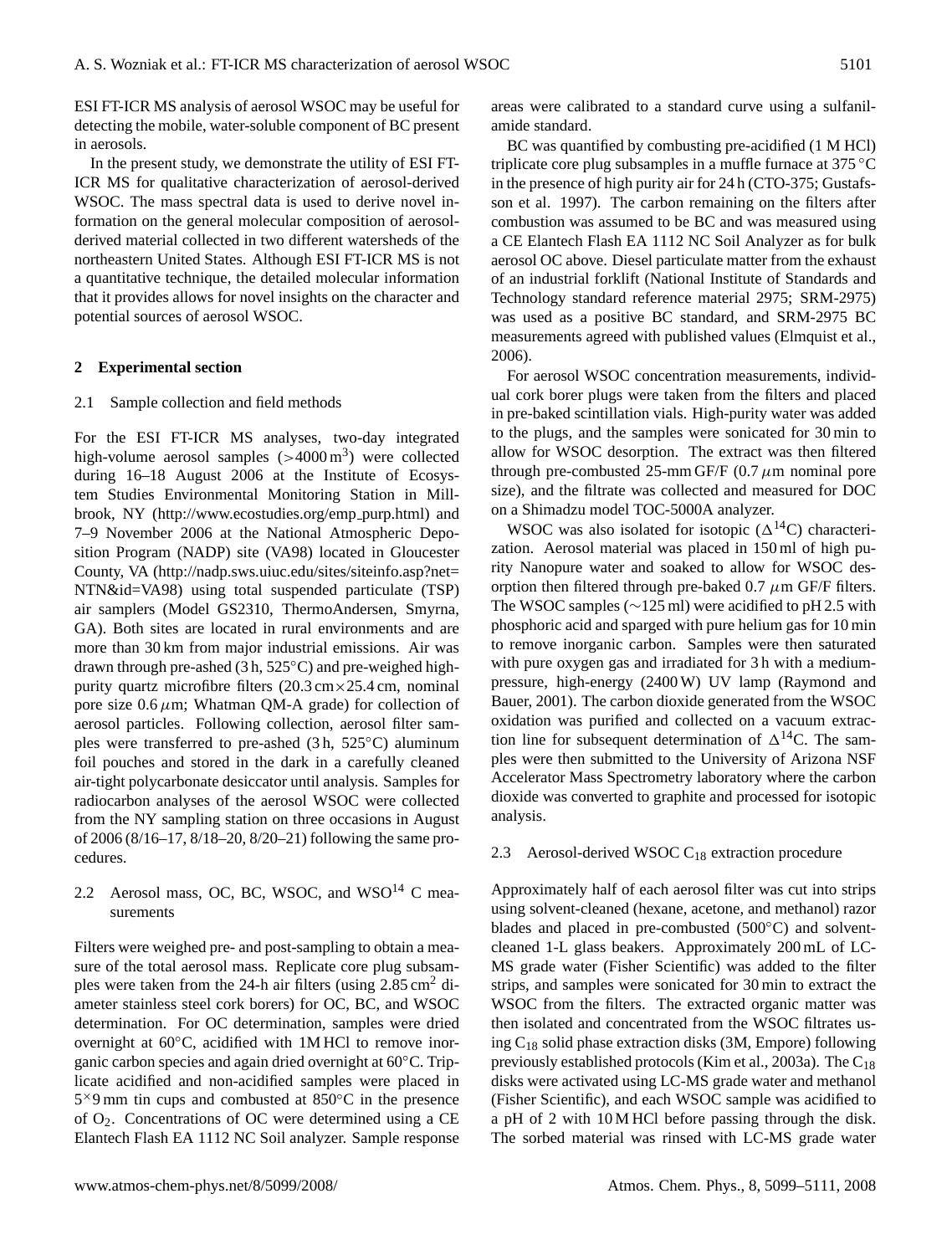ESI FT-ICR MS analysis of aerosol WSOC may be useful for detecting the mobile, water-soluble component of BC present in aerosols.

In the present study, we demonstrate the utility of ESI FT-ICR MS for qualitative characterization of aerosol-derived WSOC. The mass spectral data is used to derive novel information on the general molecular composition of aerosol-derived material collected in two different watersheds of the northeastern United States. Although ESI FT-ICR MS is not a quantitative technique, the detailed molecular information that it provides allows for novel insights on the character and potential sources of aerosol WSOC.

## 2 Experimental section

### 2.1 Sample collection and field methods

For the ESI FT-ICR MS analyses, two-day integrated high-volume aerosol samples (>4000 $m^3$) were collected during 16–18 August 2006 at the Institute of Ecosystem Studies Environmental Monitoring Station in Millbrook, NY (http://www.ecostudies.org/emp_purp.html) and 7–9 November 2006 at the National Atmospheric Deposition Program (NADP) site (VA98) located in Gloucester County, VA (http://nadp.sws.uiuc.edu/sites/siteinfo.asp?net=NTN&id=VA98) using total suspended particulate (TSP) air samplers (Model GS2310, ThermoAndersen, Smyrna, GA). Both sites are located in rural environments and are more than 30 km from major industrial emissions. Air was drawn through pre-ashed (3 h, 525°C) and pre-weighed high-purity quartz microfibre filters (20.3 cm×25.4 cm, nominal pore size 0.6 $\mu$m; Whatman QM-A grade) for collection of aerosol particles. Following collection, aerosol filter samples were transferred to pre-ashed (3 h, 525°C) aluminum foil pouches and stored in the dark in a carefully cleaned air-tight polycarbonate desiccator until analysis. Samples for radiocarbon analyses of the aerosol WSOC were collected from the NY sampling station on three occasions in August of 2006 (8/16–17, 8/18–20, 8/20–21) following the same procedures.

### 2.2 Aerosol mass, OC, BC, WSOC, and $WSO^{14}C$ measurements

Filters were weighed pre- and post-sampling to obtain a measure of the total aerosol mass. Replicate core plug subsamples were taken from the 24-h air filters (using 2.85 $cm^2$ diameter stainless steel cork borers) for OC, BC, and WSOC determination. For OC determination, samples were dried overnight at 60°C, acidified with 1M HCl to remove inorganic carbon species and again dried overnight at 60°C. Triplicate acidified and non-acidified samples were placed in 5×9 mm tin cups and combusted at 850°C in the presence of $O_2$. Concentrations of OC were determined using a CE Elantech Flash EA 1112 NC Soil analyzer. Sample response areas were calibrated to a standard curve using a sulfanilamide standard.

BC was quantified by combusting pre-acidified (1 M HCl) triplicate core plug subsamples in a muffle furnace at 375 °C in the presence of high purity air for 24 h (CTO-375; Gustafsson et al. 1997). The carbon remaining on the filters after combustion was assumed to be BC and was measured using a CE Elantech Flash EA 1112 NC Soil Analyzer as for bulk aerosol OC above. Diesel particulate matter from the exhaust of an industrial forklift (National Institute of Standards and Technology standard reference material 2975; SRM-2975) was used as a positive BC standard, and SRM-2975 BC measurements agreed with published values (Elmquist et al., 2006).

For aerosol WSOC concentration measurements, individual cork borer plugs were taken from the filters and placed in pre-baked scintillation vials. High-purity water was added to the plugs, and the samples were sonicated for 30 min to allow for WSOC desorption. The extract was then filtered through pre-combusted 25-mm GF/F (0.7 $\mu$m nominal pore size), and the filtrate was collected and measured for DOC on a Shimadzu model TOC-5000A analyzer.

WSOC was also isolated for isotopic ($\Delta^{14}C$) characterization. Aerosol material was placed in 150 ml of high purity Nanopure water and soaked to allow for WSOC desorption then filtered through pre-baked 0.7 $\mu$m GF/F filters. The WSOC samples (~125 ml) were acidified to pH 2.5 with phosphoric acid and sparged with pure helium gas for 10 min to remove inorganic carbon. Samples were then saturated with pure oxygen gas and irradiated for 3 h with a medium-pressure, high-energy (2400 W) UV lamp (Raymond and Bauer, 2001). The carbon dioxide generated from the WSOC oxidation was purified and collected on a vacuum extraction line for subsequent determination of $\Delta^{14}C$. The samples were then submitted to the University of Arizona NSF Accelerator Mass Spectrometry laboratory where the carbon dioxide was converted to graphite and processed for isotopic analysis.

### 2.3 Aerosol-derived WSOC $C_{18}$ extraction procedure

Approximately half of each aerosol filter was cut into strips using solvent-cleaned (hexane, acetone, and methanol) razor blades and placed in pre-combusted (500°C) and solvent-cleaned 1-L glass beakers. Approximately 200 mL of LC-MS grade water (Fisher Scientific) was added to the filter strips, and samples were sonicated for 30 min to extract the WSOC from the filters. The extracted organic matter was then isolated and concentrated from the WSOC filtrates using $C_{18}$ solid phase extraction disks (3M, Empore) following previously established protocols (Kim et al., 2003a). The $C_{18}$ disks were activated using LC-MS grade water and methanol (Fisher Scientific), and each WSOC sample was acidified to a pH of 2 with 10 M HCl before passing through the disk. The sorbed material was rinsed with LC-MS grade water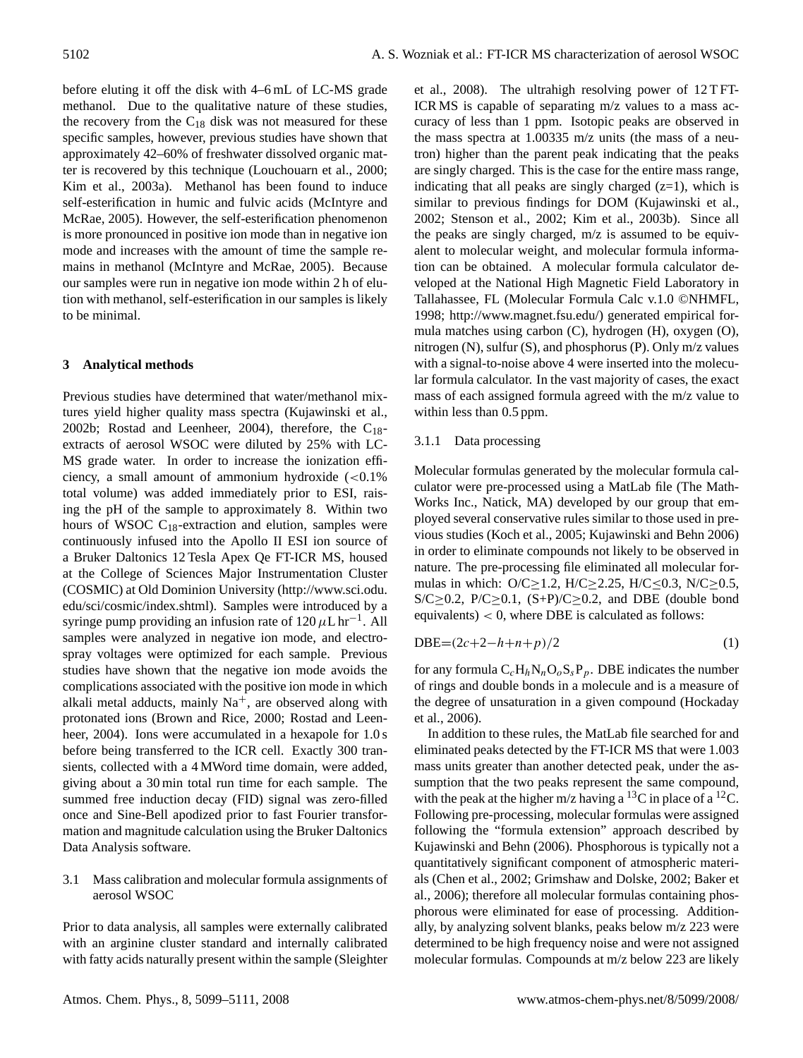before eluting it off the disk with 4–6 mL of LC-MS grade methanol. Due to the qualitative nature of these studies, the recovery from the $C_{18}$ disk was not measured for these specific samples, however, previous studies have shown that approximately 42–60% of freshwater dissolved organic matter is recovered by this technique (Louchouarn et al., 2000; Kim et al., 2003a). Methanol has been found to induce self-esterification in humic and fulvic acids (McIntyre and McRae, 2005). However, the self-esterification phenomenon is more pronounced in positive ion mode than in negative ion mode and increases with the amount of time the sample remains in methanol (McIntyre and McRae, 2005). Because our samples were run in negative ion mode within 2 h of elution with methanol, self-esterification in our samples is likely to be minimal.

## 3 Analytical methods

Previous studies have determined that water/methanol mixtures yield higher quality mass spectra (Kujawinski et al., 2002b; Rostad and Leenheer, 2004), therefore, the $C_{18}$-extracts of aerosol WSOC were diluted by 25% with LC-MS grade water. In order to increase the ionization efficiency, a small amount of ammonium hydroxide (<0.1% total volume) was added immediately prior to ESI, raising the pH of the sample to approximately 8. Within two hours of WSOC $C_{18}$-extraction and elution, samples were continuously infused into the Apollo II ESI ion source of a Bruker Daltonics 12 Tesla Apex Qe FT-ICR MS, housed at the College of Sciences Major Instrumentation Cluster (COSMIC) at Old Dominion University (http://www.sci.odu.edu/sci/cosmic/index.shtml). Samples were introduced by a syringe pump providing an infusion rate of 120 $\mu$L hr$^{-1}$. All samples were analyzed in negative ion mode, and electrospray voltages were optimized for each sample. Previous studies have shown that the negative ion mode avoids the complications associated with the positive ion mode in which alkali metal adducts, mainly $Na^+$, are observed along with protonated ions (Brown and Rice, 2000; Rostad and Leenheer, 2004). Ions were accumulated in a hexapole for 1.0 s before being transferred to the ICR cell. Exactly 300 transients, collected with a 4 MWord time domain, were added, giving about a 30 min total run time for each sample. The summed free induction decay (FID) signal was zero-filled once and Sine-Bell apodized prior to fast Fourier transformation and magnitude calculation using the Bruker Daltonics Data Analysis software.

### 3.1 Mass calibration and molecular formula assignments of aerosol WSOC

Prior to data analysis, all samples were externally calibrated with an arginine cluster standard and internally calibrated with fatty acids naturally present within the sample (Sleighter et al., 2008). The ultrahigh resolving power of 12 T FT-ICR MS is capable of separating m/z values to a mass accuracy of less than 1 ppm. Isotopic peaks are observed in the mass spectra at 1.00335 m/z units (the mass of a neutron) higher than the parent peak indicating that the peaks are singly charged. This is the case for the entire mass range, indicating that all peaks are singly charged (z=1), which is similar to previous findings for DOM (Kujawinski et al., 2002; Stenson et al., 2002; Kim et al., 2003b). Since all the peaks are singly charged, m/z is assumed to be equivalent to molecular weight, and molecular formula information can be obtained. A molecular formula calculator developed at the National High Magnetic Field Laboratory in Tallahassee, FL (Molecular Formula Calc v.1.0 ©NHMFL, 1998; http://www.magnet.fsu.edu/) generated empirical formula matches using carbon (C), hydrogen (H), oxygen (O), nitrogen (N), sulfur (S), and phosphorus (P). Only m/z values with a signal-to-noise above 4 were inserted into the molecular formula calculator. In the vast majority of cases, the exact mass of each assigned formula agreed with the m/z value to within less than 0.5 ppm.

#### 3.1.1 Data processing

Molecular formulas generated by the molecular formula calculator were pre-processed using a MatLab file (The MathWorks Inc., Natick, MA) developed by our group that employed several conservative rules similar to those used in previous studies (Koch et al., 2005; Kujawinski and Behn 2006) in order to eliminate compounds not likely to be observed in nature. The pre-processing file eliminated all molecular formulas in which: O/C$\geq$1.2, H/C$\geq$2.25, H/C$\leq$0.3, N/C$\geq$0.5, S/C$\geq$0.2, P/C$\geq$0.1, (S+P)/C$\geq$0.2, and DBE (double bond equivalents) < 0, where DBE is calculated as follows:

$$\mathrm{DBE}=(2c+2-h+n+p)/2 \tag{1}$$

for any formula $C_cH_hN_nO_oS_sP_p$. DBE indicates the number of rings and double bonds in a molecule and is a measure of the degree of unsaturation in a given compound (Hockaday et al., 2006).

In addition to these rules, the MatLab file searched for and eliminated peaks detected by the FT-ICR MS that were 1.003 mass units greater than another detected peak, under the assumption that the two peaks represent the same compound, with the peak at the higher m/z having a $^{13}C$ in place of a $^{12}C$. Following pre-processing, molecular formulas were assigned following the "formula extension" approach described by Kujawinski and Behn (2006). Phosphorous is typically not a quantitatively significant component of atmospheric materials (Chen et al., 2002; Grimshaw and Dolske, 2002; Baker et al., 2006); therefore all molecular formulas containing phosphorous were eliminated for ease of processing. Additionally, by analyzing solvent blanks, peaks below m/z 223 were determined to be high frequency noise and were not assigned molecular formulas. Compounds at m/z below 223 are likely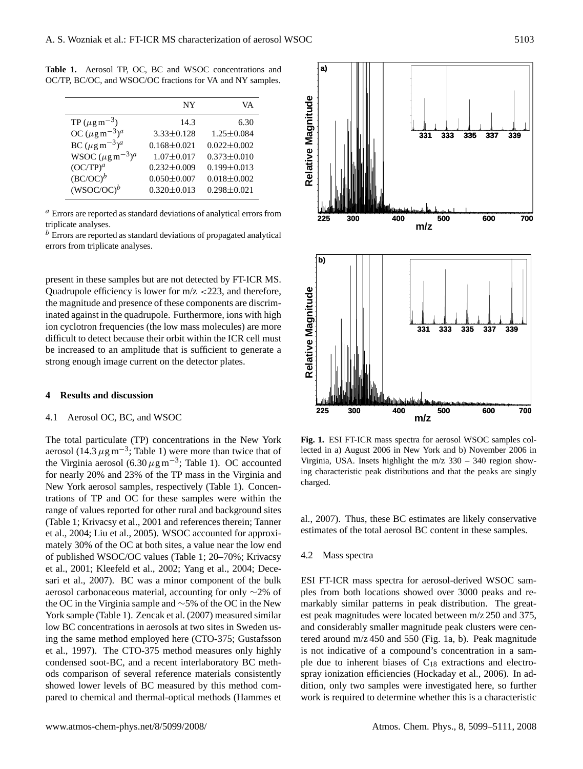**Table 1.** Aerosol TP, OC, BC and WSOC concentrations and OC/TP, BC/OC, and WSOC/OC fractions for VA and NY samples.

| | NY | VA |
|---|---|---|
| TP ($\mu g\, m^{-3}$) | 14.3 | 6.30 |
| OC ($\mu g\, m^{-3}$)[a] | 3.33±0.128 | 1.25±0.084 |
| BC ($\mu g\, m^{-3}$)[a] | 0.168±0.021 | 0.022±0.002 |
| WSOC ($\mu g\, m^{-3}$)[a] | 1.07±0.017 | 0.373±0.010 |
| (OC/TP)[a] | 0.232±0.009 | 0.199±0.013 |
| (BC/OC)[b] | 0.050±0.007 | 0.018±0.002 |
| (WSOC/OC)[b] | 0.320±0.013 | 0.298±0.021 |

[a] Errors are reported as standard deviations of analytical errors from triplicate analyses.
[b] Errors are reported as standard deviations of propagated analytical errors from triplicate analyses.

present in these samples but are not detected by FT-ICR MS. Quadrupole efficiency is lower for m/z <223, and therefore, the magnitude and presence of these components are discriminated against in the quadrupole. Furthermore, ions with high ion cyclotron frequencies (the low mass molecules) are more difficult to detect because their orbit within the ICR cell must be increased to an amplitude that is sufficient to generate a strong enough image current on the detector plates.

## 4 Results and discussion

### 4.1 Aerosol OC, BC, and WSOC

The total particulate (TP) concentrations in the New York aerosol (14.3 $\mu g\, m^{-3}$; Table 1) were more than twice that of the Virginia aerosol (6.30 $\mu g\, m^{-3}$; Table 1). OC accounted for nearly 20% and 23% of the TP mass in the Virginia and New York aerosol samples, respectively (Table 1). Concentrations of TP and OC for these samples were within the range of values reported for other rural and background sites (Table 1; Krivacsy et al., 2001 and references therein; Tanner et al., 2004; Liu et al., 2005). WSOC accounted for approximately 30% of the OC at both sites, a value near the low end of published WSOC/OC values (Table 1; 20–70%; Krivacsy et al., 2001; Kleefeld et al., 2002; Yang et al., 2004; Decesari et al., 2007). BC was a minor component of the bulk aerosol carbonaceous material, accounting for only ∼2% of the OC in the Virginia sample and ∼5% of the OC in the New York sample (Table 1). Zencak et al. (2007) measured similar low BC concentrations in aerosols at two sites in Sweden using the same method employed here (CTO-375; Gustafsson et al., 1997). The CTO-375 method measures only highly condensed soot-BC, and a recent interlaboratory BC methods comparison of several reference materials consistently showed lower levels of BC measured by this method compared to chemical and thermal-optical methods (Hammes et al., 2007). Thus, these BC estimates are likely conservative estimates of the total aerosol BC content in these samples.

**Fig. 1.** ESI FT-ICR mass spectra for aerosol WSOC samples collected in a) August 2006 in New York and b) November 2006 in Virginia, USA. Insets highlight the m/z 330 – 340 region showing characteristic peak distributions and that the peaks are singly charged.

### 4.2 Mass spectra

ESI FT-ICR mass spectra for aerosol-derived WSOC samples from both locations showed over 3000 peaks and remarkably similar patterns in peak distribution. The greatest peak magnitudes were located between m/z 250 and 375, and considerably smaller magnitude peak clusters were centered around m/z 450 and 550 (Fig. 1a, b). Peak magnitude is not indicative of a compound's concentration in a sample due to inherent biases of $C_{18}$ extractions and electrospray ionization efficiencies (Hockaday et al., 2006). In addition, only two samples were investigated here, so further work is required to determine whether this is a characteristic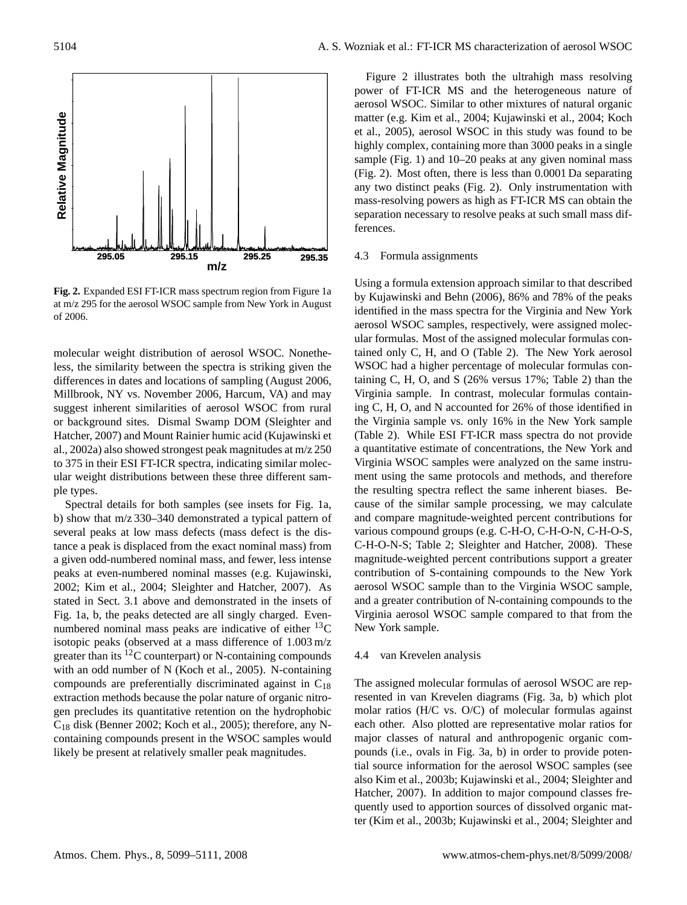**Fig. 2.** Expanded ESI FT-ICR mass spectrum region from Figure 1a at m/z 295 for the aerosol WSOC sample from New York in August of 2006.

molecular weight distribution of aerosol WSOC. Nonetheless, the similarity between the spectra is striking given the differences in dates and locations of sampling (August 2006, Millbrook, NY vs. November 2006, Harcum, VA) and may suggest inherent similarities of aerosol WSOC from rural or background sites. Dismal Swamp DOM (Sleighter and Hatcher, 2007) and Mount Rainier humic acid (Kujawinski et al., 2002a) also showed strongest peak magnitudes at m/z 250 to 375 in their ESI FT-ICR spectra, indicating similar molecular weight distributions between these three different sample types.

Spectral details for both samples (see insets for Fig. 1a, b) show that m/z 330–340 demonstrated a typical pattern of several peaks at low mass defects (mass defect is the distance a peak is displaced from the exact nominal mass) from a given odd-numbered nominal mass, and fewer, less intense peaks at even-numbered nominal masses (e.g. Kujawinski, 2002; Kim et al., 2004; Sleighter and Hatcher, 2007). As stated in Sect. 3.1 above and demonstrated in the insets of Fig. 1a, b, the peaks detected are all singly charged. Even-numbered nominal mass peaks are indicative of either $^{13}C$ isotopic peaks (observed at a mass difference of 1.003 m/z greater than its $^{12}C$ counterpart) or N-containing compounds with an odd number of N (Koch et al., 2005). N-containing compounds are preferentially discriminated against in $C_{18}$ extraction methods because the polar nature of organic nitrogen precludes its quantitative retention on the hydrophobic $C_{18}$ disk (Benner 2002; Koch et al., 2005); therefore, any N-containing compounds present in the WSOC samples would likely be present at relatively smaller peak magnitudes.

Figure 2 illustrates both the ultrahigh mass resolving power of FT-ICR MS and the heterogeneous nature of aerosol WSOC. Similar to other mixtures of natural organic matter (e.g. Kim et al., 2004; Kujawinski et al., 2004; Koch et al., 2005), aerosol WSOC in this study was found to be highly complex, containing more than 3000 peaks in a single sample (Fig. 1) and 10–20 peaks at any given nominal mass (Fig. 2). Most often, there is less than 0.0001 Da separating any two distinct peaks (Fig. 2). Only instrumentation with mass-resolving powers as high as FT-ICR MS can obtain the separation necessary to resolve peaks at such small mass differences.

### 4.3 Formula assignments

Using a formula extension approach similar to that described by Kujawinski and Behn (2006), 86% and 78% of the peaks identified in the mass spectra for the Virginia and New York aerosol WSOC samples, respectively, were assigned molecular formulas. Most of the assigned molecular formulas contained only C, H, and O (Table 2). The New York aerosol WSOC had a higher percentage of molecular formulas containing C, H, O, and S (26% versus 17%; Table 2) than the Virginia sample. In contrast, molecular formulas containing C, H, O, and N accounted for 26% of those identified in the Virginia sample vs. only 16% in the New York sample (Table 2). While ESI FT-ICR mass spectra do not provide a quantitative estimate of concentrations, the New York and Virginia WSOC samples were analyzed on the same instrument using the same protocols and methods, and therefore the resulting spectra reflect the same inherent biases. Because of the similar sample processing, we may calculate and compare magnitude-weighted percent contributions for various compound groups (e.g. C-H-O, C-H-O-N, C-H-O-S, C-H-O-N-S; Table 2; Sleighter and Hatcher, 2008). These magnitude-weighted percent contributions support a greater contribution of S-containing compounds to the New York aerosol WSOC sample than to the Virginia WSOC sample, and a greater contribution of N-containing compounds to the Virginia aerosol WSOC sample compared to that from the New York sample.

### 4.4 van Krevelen analysis

The assigned molecular formulas of aerosol WSOC are represented in van Krevelen diagrams (Fig. 3a, b) which plot molar ratios (H/C vs. O/C) of molecular formulas against each other. Also plotted are representative molar ratios for major classes of natural and anthropogenic organic compounds (i.e., ovals in Fig. 3a, b) in order to provide potential source information for the aerosol WSOC samples (see also Kim et al., 2003b; Kujawinski et al., 2004; Sleighter and Hatcher, 2007). In addition to major compound classes frequently used to apportion sources of dissolved organic matter (Kim et al., 2003b; Kujawinski et al., 2004; Sleighter and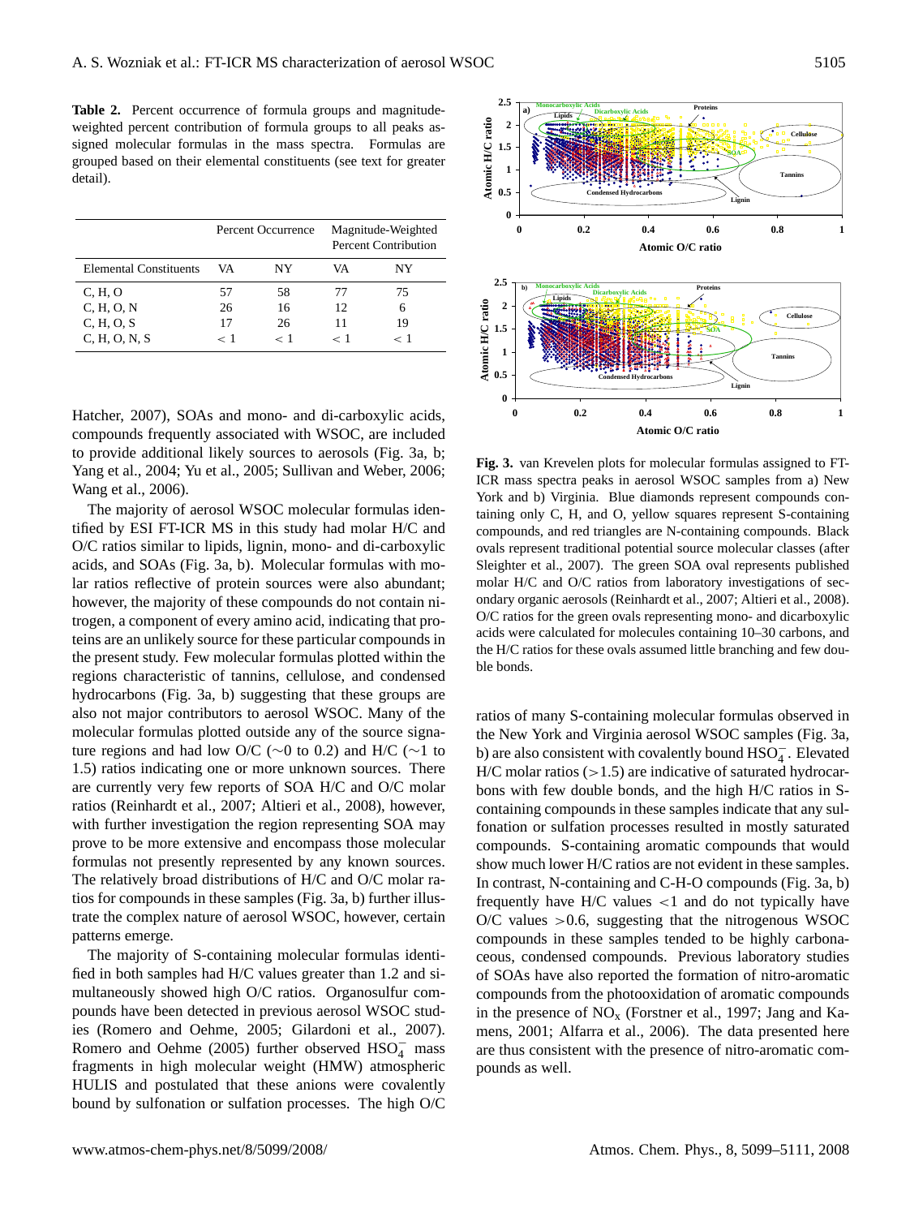**Table 2.** Percent occurrence of formula groups and magnitude-weighted percent contribution of formula groups to all peaks assigned molecular formulas in the mass spectra. Formulas are grouped based on their elemental constituents (see text for greater detail).

| | Percent Occurrence | | Magnitude-Weighted Percent Contribution | |
|---|---|---|---|---|
| Elemental Constituents | VA | NY | VA | NY |
| C, H, O | 57 | 58 | 77 | 75 |
| C, H, O, N | 26 | 16 | 12 | 6 |
| C, H, O, S | 17 | 26 | 11 | 19 |
| C, H, O, N, S | < 1 | < 1 | < 1 | < 1 |

Hatcher, 2007), SOAs and mono- and di-carboxylic acids, compounds frequently associated with WSOC, are included to provide additional likely sources to aerosols (Fig. 3a, b; Yang et al., 2004; Yu et al., 2005; Sullivan and Weber, 2006; Wang et al., 2006).

The majority of aerosol WSOC molecular formulas identified by ESI FT-ICR MS in this study had molar H/C and O/C ratios similar to lipids, lignin, mono- and di-carboxylic acids, and SOAs (Fig. 3a, b). Molecular formulas with molar ratios reflective of protein sources were also abundant; however, the majority of these compounds do not contain nitrogen, a component of every amino acid, indicating that proteins are an unlikely source for these particular compounds in the present study. Few molecular formulas plotted within the regions characteristic of tannins, cellulose, and condensed hydrocarbons (Fig. 3a, b) suggesting that these groups are also not major contributors to aerosol WSOC. Many of the molecular formulas plotted outside any of the source signature regions and had low O/C ($\sim$0 to 0.2) and H/C ($\sim$1 to 1.5) ratios indicating one or more unknown sources. There are currently very few reports of SOA H/C and O/C molar ratios (Reinhardt et al., 2007; Altieri et al., 2008), however, with further investigation the region representing SOA may prove to be more extensive and encompass those molecular formulas not presently represented by any known sources. The relatively broad distributions of H/C and O/C molar ratios for compounds in these samples (Fig. 3a, b) further illustrate the complex nature of aerosol WSOC, however, certain patterns emerge.

The majority of S-containing molecular formulas identified in both samples had H/C values greater than 1.2 and simultaneously showed high O/C ratios. Organosulfur compounds have been detected in previous aerosol WSOC studies (Romero and Oehme, 2005; Gilardoni et al., 2007). Romero and Oehme (2005) further observed $HSO_4^-$ mass fragments in high molecular weight (HMW) atmospheric HULIS and postulated that these anions were covalently bound by sulfonation or sulfation processes. The high O/C ratios of many S-containing molecular formulas observed in the New York and Virginia aerosol WSOC samples (Fig. 3a, b) are also consistent with covalently bound $HSO_4^-$. Elevated H/C molar ratios (>1.5) are indicative of saturated hydrocarbons with few double bonds, and the high H/C ratios in S-containing compounds in these samples indicate that any sulfonation or sulfation processes resulted in mostly saturated compounds. S-containing aromatic compounds that would show much lower H/C ratios are not evident in these samples. In contrast, N-containing and C-H-O compounds (Fig. 3a, b) frequently have H/C values <1 and do not typically have O/C values >0.6, suggesting that the nitrogenous WSOC compounds in these samples tended to be highly carbonaceous, condensed compounds. Previous laboratory studies of SOAs have also reported the formation of nitro-aromatic compounds from the photooxidation of aromatic compounds in the presence of $NO_x$ (Forstner et al., 1997; Jang and Kamens, 2001; Alfarra et al., 2006). The data presented here are thus consistent with the presence of nitro-aromatic compounds as well.

**Fig. 3.** van Krevelen plots for molecular formulas assigned to FT-ICR mass spectra peaks in aerosol WSOC samples from a) New York and b) Virginia. Blue diamonds represent compounds containing only C, H, and O, yellow squares represent S-containing compounds, and red triangles are N-containing compounds. Black ovals represent traditional potential source molecular classes (after Sleighter et al., 2007). The green SOA oval represents published molar H/C and O/C ratios from laboratory investigations of secondary organic aerosols (Reinhardt et al., 2007; Altieri et al., 2008). O/C ratios for the green ovals representing mono- and dicarboxylic acids were calculated for molecules containing 10–30 carbons, and the H/C ratios for these ovals assumed little branching and few double bonds.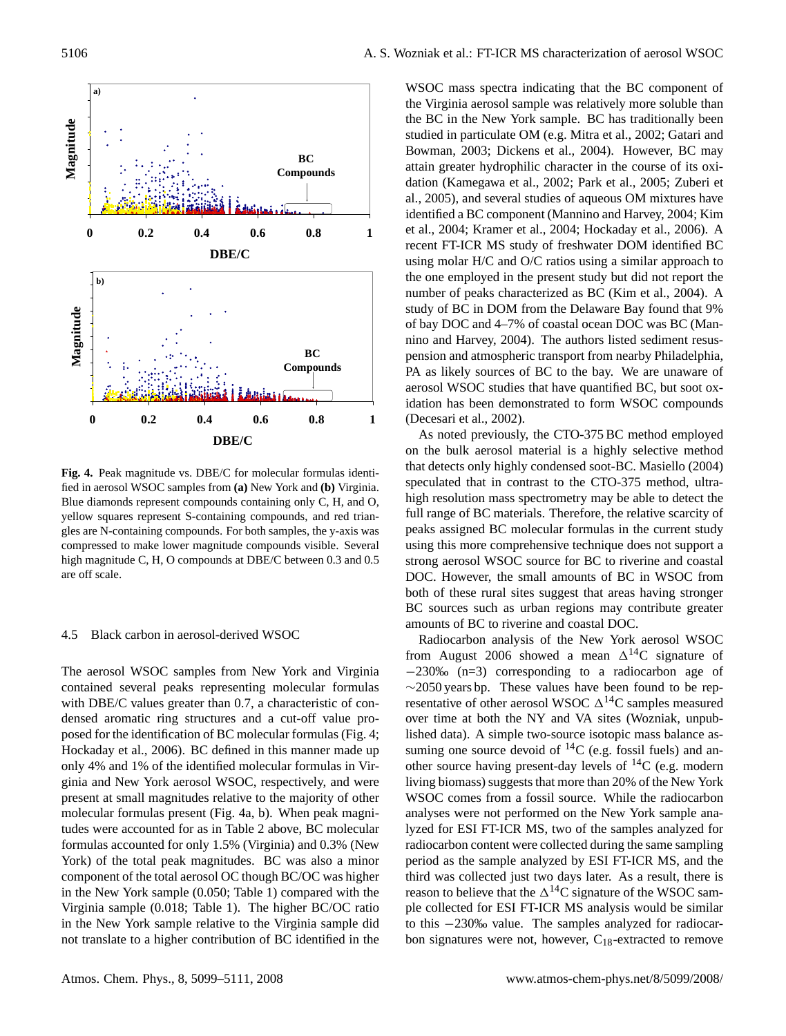**Fig. 4.** Peak magnitude vs. DBE/C for molecular formulas identified in aerosol WSOC samples from **(a)** New York and **(b)** Virginia. Blue diamonds represent compounds containing only C, H, and O, yellow squares represent S-containing compounds, and red triangles are N-containing compounds. For both samples, the y-axis was compressed to make lower magnitude compounds visible. Several high magnitude C, H, O compounds at DBE/C between 0.3 and 0.5 are off scale.

### 4.5 Black carbon in aerosol-derived WSOC

The aerosol WSOC samples from New York and Virginia contained several peaks representing molecular formulas with DBE/C values greater than 0.7, a characteristic of condensed aromatic ring structures and a cut-off value proposed for the identification of BC molecular formulas (Fig. 4; Hockaday et al., 2006). BC defined in this manner made up only 4% and 1% of the identified molecular formulas in Virginia and New York aerosol WSOC, respectively, and were present at small magnitudes relative to the majority of other molecular formulas present (Fig. 4a, b). When peak magnitudes were accounted for as in Table 2 above, BC molecular formulas accounted for only 1.5% (Virginia) and 0.3% (New York) of the total peak magnitudes. BC was also a minor component of the total aerosol OC though BC/OC was higher in the New York sample (0.050; Table 1) compared with the Virginia sample (0.018; Table 1). The higher BC/OC ratio in the New York sample relative to the Virginia sample did not translate to a higher contribution of BC identified in the WSOC mass spectra indicating that the BC component of the Virginia aerosol sample was relatively more soluble than the BC in the New York sample. BC has traditionally been studied in particulate OM (e.g. Mitra et al., 2002; Gatari and Bowman, 2003; Dickens et al., 2004). However, BC may attain greater hydrophilic character in the course of its oxidation (Kamegawa et al., 2002; Park et al., 2005; Zuberi et al., 2005), and several studies of aqueous OM mixtures have identified a BC component (Mannino and Harvey, 2004; Kim et al., 2004; Kramer et al., 2004; Hockaday et al., 2006). A recent FT-ICR MS study of freshwater DOM identified BC using molar H/C and O/C ratios using a similar approach to the one employed in the present study but did not report the number of peaks characterized as BC (Kim et al., 2004). A study of BC in DOM from the Delaware Bay found that 9% of bay DOC and 4–7% of coastal ocean DOC was BC (Mannino and Harvey, 2004). The authors listed sediment resuspension and atmospheric transport from nearby Philadelphia, PA as likely sources of BC to the bay. We are unaware of aerosol WSOC studies that have quantified BC, but soot oxidation has been demonstrated to form WSOC compounds (Decesari et al., 2002).

As noted previously, the CTO-375 BC method employed on the bulk aerosol material is a highly selective method that detects only highly condensed soot-BC. Masiello (2004) speculated that in contrast to the CTO-375 method, ultrahigh resolution mass spectrometry may be able to detect the full range of BC materials. Therefore, the relative scarcity of peaks assigned BC molecular formulas in the current study using this more comprehensive technique does not support a strong aerosol WSOC source for BC to riverine and coastal DOC. However, the small amounts of BC in WSOC from both of these rural sites suggest that areas having stronger BC sources such as urban regions may contribute greater amounts of BC to riverine and coastal DOC.

Radiocarbon analysis of the New York aerosol WSOC from August 2006 showed a mean $\Delta^{14}$C signature of −230‰ (n=3) corresponding to a radiocarbon age of ∼2050 years bp. These values have been found to be representative of other aerosol WSOC $\Delta^{14}$C samples measured over time at both the NY and VA sites (Wozniak, unpublished data). A simple two-source isotopic mass balance assuming one source devoid of $^{14}$C (e.g. fossil fuels) and another source having present-day levels of $^{14}$C (e.g. modern living biomass) suggests that more than 20% of the New York WSOC comes from a fossil source. While the radiocarbon analyses were not performed on the New York sample analyzed for ESI FT-ICR MS, two of the samples analyzed for radiocarbon content were collected during the same sampling period as the sample analyzed by ESI FT-ICR MS, and the third was collected just two days later. As a result, there is reason to believe that the $\Delta^{14}$C signature of the WSOC sample collected for ESI FT-ICR MS analysis would be similar to this −230‰ value. The samples analyzed for radiocarbon signatures were not, however, $C_{18}$-extracted to remove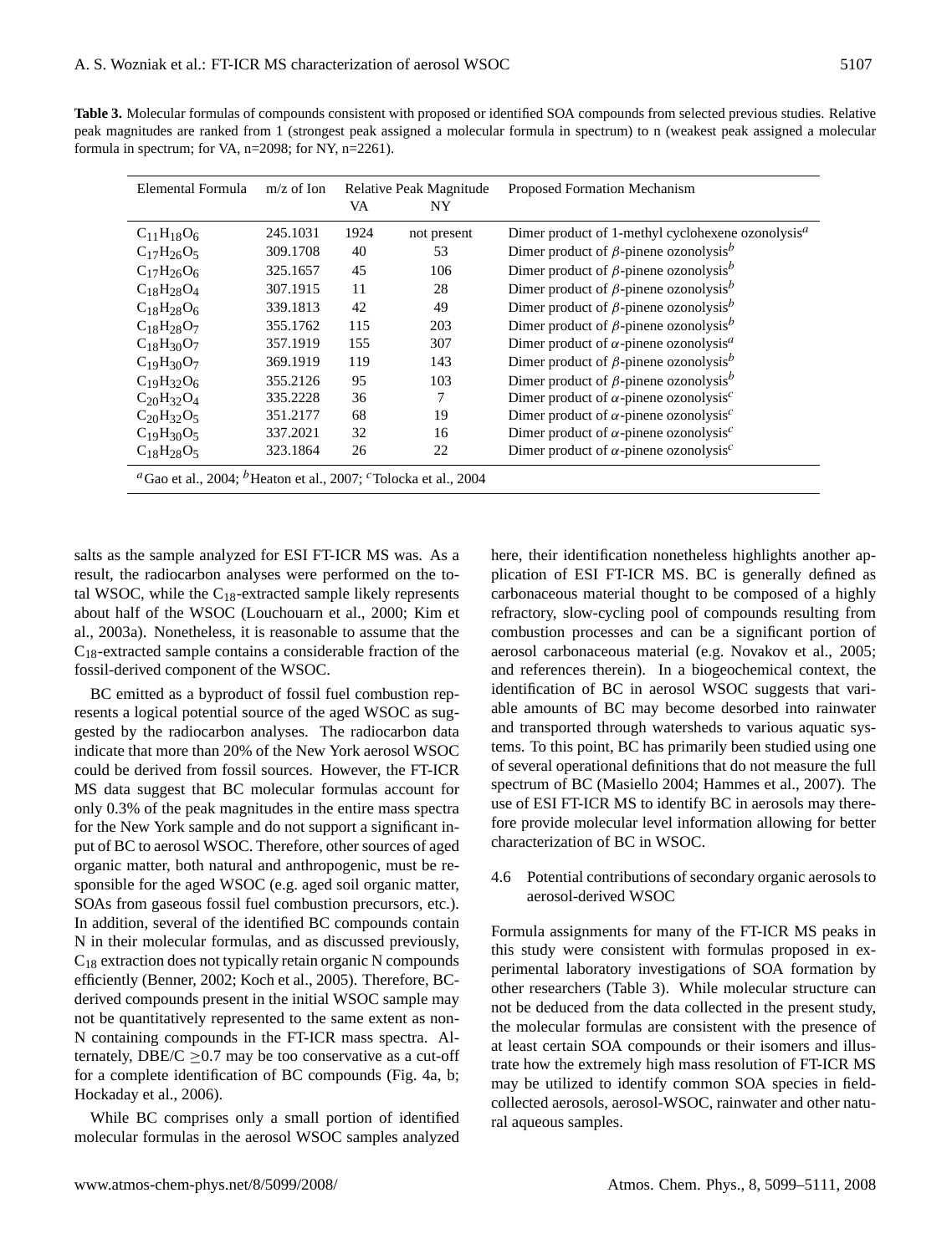**Table 3.** Molecular formulas of compounds consistent with proposed or identified SOA compounds from selected previous studies. Relative peak magnitudes are ranked from 1 (strongest peak assigned a molecular formula in spectrum) to n (weakest peak assigned a molecular formula in spectrum; for VA, n=2098; for NY, n=2261).

| Elemental Formula | m/z of Ion | Relative Peak Magnitude VA | Relative Peak Magnitude NY | Proposed Formation Mechanism |
|---|---|---|---|---|
| $C_{11}H_{18}O_6$ | 245.1031 | 1924 | not present | Dimer product of 1-methyl cyclohexene ozonolysis[a] |
| $C_{17}H_{26}O_5$ | 309.1708 | 40 | 53 | Dimer product of $\beta$-pinene ozonolysis[b] |
| $C_{17}H_{26}O_6$ | 325.1657 | 45 | 106 | Dimer product of $\beta$-pinene ozonolysis[b] |
| $C_{18}H_{28}O_4$ | 307.1915 | 11 | 28 | Dimer product of $\beta$-pinene ozonolysis[b] |
| $C_{18}H_{28}O_6$ | 339.1813 | 42 | 49 | Dimer product of $\beta$-pinene ozonolysis[b] |
| $C_{18}H_{28}O_7$ | 355.1762 | 115 | 203 | Dimer product of $\beta$-pinene ozonolysis[b] |
| $C_{18}H_{30}O_7$ | 357.1919 | 155 | 307 | Dimer product of $\alpha$-pinene ozonolysis[a] |
| $C_{19}H_{30}O_7$ | 369.1919 | 119 | 143 | Dimer product of $\beta$-pinene ozonolysis[b] |
| $C_{19}H_{32}O_6$ | 355.2126 | 95 | 103 | Dimer product of $\beta$-pinene ozonolysis[b] |
| $C_{20}H_{32}O_4$ | 335.2228 | 36 | 7 | Dimer product of $\alpha$-pinene ozonolysis[c] |
| $C_{20}H_{32}O_5$ | 351.2177 | 68 | 19 | Dimer product of $\alpha$-pinene ozonolysis[c] |
| $C_{19}H_{30}O_5$ | 337.2021 | 32 | 16 | Dimer product of $\alpha$-pinene ozonolysis[c] |
| $C_{18}H_{28}O_5$ | 323.1864 | 26 | 22 | Dimer product of $\alpha$-pinene ozonolysis[c] |

[a] Gao et al., 2004; [b] Heaton et al., 2007; [c] Tolocka et al., 2004

salts as the sample analyzed for ESI FT-ICR MS was. As a result, the radiocarbon analyses were performed on the total WSOC, while the $C_{18}$-extracted sample likely represents about half of the WSOC (Louchouarn et al., 2000; Kim et al., 2003a). Nonetheless, it is reasonable to assume that the $C_{18}$-extracted sample contains a considerable fraction of the fossil-derived component of the WSOC.

BC emitted as a byproduct of fossil fuel combustion represents a logical potential source of the aged WSOC as suggested by the radiocarbon analyses. The radiocarbon data indicate that more than 20% of the New York aerosol WSOC could be derived from fossil sources. However, the FT-ICR MS data suggest that BC molecular formulas account for only 0.3% of the peak magnitudes in the entire mass spectra for the New York sample and do not support a significant input of BC to aerosol WSOC. Therefore, other sources of aged organic matter, both natural and anthropogenic, must be responsible for the aged WSOC (e.g. aged soil organic matter, SOAs from gaseous fossil fuel combustion precursors, etc.). In addition, several of the identified BC compounds contain N in their molecular formulas, and as discussed previously, $C_{18}$ extraction does not typically retain organic N compounds efficiently (Benner, 2002; Koch et al., 2005). Therefore, BC-derived compounds present in the initial WSOC sample may not be quantitatively represented to the same extent as non-N containing compounds in the FT-ICR mass spectra. Alternately, DBE/C $\geq$0.7 may be too conservative as a cut-off for a complete identification of BC compounds (Fig. 4a, b; Hockaday et al., 2006).

While BC comprises only a small portion of identified molecular formulas in the aerosol WSOC samples analyzed here, their identification nonetheless highlights another application of ESI FT-ICR MS. BC is generally defined as carbonaceous material thought to be composed of a highly refractory, slow-cycling pool of compounds resulting from combustion processes and can be a significant portion of aerosol carbonaceous material (e.g. Novakov et al., 2005; and references therein). In a biogeochemical context, the identification of BC in aerosol WSOC suggests that variable amounts of BC may become desorbed into rainwater and transported through watersheds to various aquatic systems. To this point, BC has primarily been studied using one of several operational definitions that do not measure the full spectrum of BC (Masiello 2004; Hammes et al., 2007). The use of ESI FT-ICR MS to identify BC in aerosols may therefore provide molecular level information allowing for better characterization of BC in WSOC.

### 4.6 Potential contributions of secondary organic aerosols to aerosol-derived WSOC

Formula assignments for many of the FT-ICR MS peaks in this study were consistent with formulas proposed in experimental laboratory investigations of SOA formation by other researchers (Table 3). While molecular structure can not be deduced from the data collected in the present study, the molecular formulas are consistent with the presence of at least certain SOA compounds or their isomers and illustrate how the extremely high mass resolution of FT-ICR MS may be utilized to identify common SOA species in field-collected aerosols, aerosol-WSOC, rainwater and other natural aqueous samples.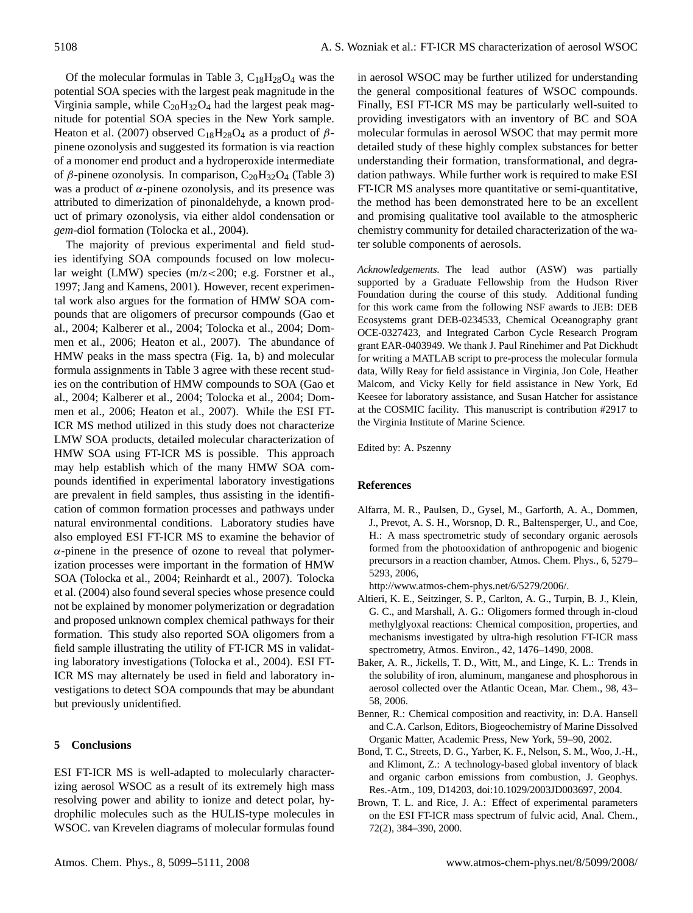Of the molecular formulas in Table 3, $C_{18}H_{28}O_4$ was the potential SOA species with the largest peak magnitude in the Virginia sample, while $C_{20}H_{32}O_4$ had the largest peak magnitude for potential SOA species in the New York sample. Heaton et al. (2007) observed $C_{18}H_{28}O_4$ as a product of $\beta$-pinene ozonolysis and suggested its formation is via reaction of a monomer end product and a hydroperoxide intermediate of $\beta$-pinene ozonolysis. In comparison, $C_{20}H_{32}O_4$ (Table 3) was a product of $\alpha$-pinene ozonolysis, and its presence was attributed to dimerization of pinonaldehyde, a known product of primary ozonolysis, via either aldol condensation or *gem*-diol formation (Tolocka et al., 2004).

The majority of previous experimental and field studies identifying SOA compounds focused on low molecular weight (LMW) species (m/z<200; e.g. Forstner et al., 1997; Jang and Kamens, 2001). However, recent experimental work also argues for the formation of HMW SOA compounds that are oligomers of precursor compounds (Gao et al., 2004; Kalberer et al., 2004; Tolocka et al., 2004; Dommen et al., 2006; Heaton et al., 2007). The abundance of HMW peaks in the mass spectra (Fig. 1a, b) and molecular formula assignments in Table 3 agree with these recent studies on the contribution of HMW compounds to SOA (Gao et al., 2004; Kalberer et al., 2004; Tolocka et al., 2004; Dommen et al., 2006; Heaton et al., 2007). While the ESI FT-ICR MS method utilized in this study does not characterize LMW SOA products, detailed molecular characterization of HMW SOA using FT-ICR MS is possible. This approach may help establish which of the many HMW SOA compounds identified in experimental laboratory investigations are prevalent in field samples, thus assisting in the identification of common formation processes and pathways under natural environmental conditions. Laboratory studies have also employed ESI FT-ICR MS to examine the behavior of $\alpha$-pinene in the presence of ozone to reveal that polymerization processes were important in the formation of HMW SOA (Tolocka et al., 2004; Reinhardt et al., 2007). Tolocka et al. (2004) also found several species whose presence could not be explained by monomer polymerization or degradation and proposed unknown complex chemical pathways for their formation. This study also reported SOA oligomers from a field sample illustrating the utility of FT-ICR MS in validating laboratory investigations (Tolocka et al., 2004). ESI FT-ICR MS may alternately be used in field and laboratory investigations to detect SOA compounds that may be abundant but previously unidentified.

## 5 Conclusions

ESI FT-ICR MS is well-adapted to molecularly characterizing aerosol WSOC as a result of its extremely high mass resolving power and ability to ionize and detect polar, hydrophilic molecules such as the HULIS-type molecules in WSOC. van Krevelen diagrams of molecular formulas found in aerosol WSOC may be further utilized for understanding the general compositional features of WSOC compounds. Finally, ESI FT-ICR MS may be particularly well-suited to providing investigators with an inventory of BC and SOA molecular formulas in aerosol WSOC that may permit more detailed study of these highly complex substances for better understanding their formation, transformational, and degradation pathways. While further work is required to make ESI FT-ICR MS analyses more quantitative or semi-quantitative, the method has been demonstrated here to be an excellent and promising qualitative tool available to the atmospheric chemistry community for detailed characterization of the water soluble components of aerosols.

*Acknowledgements.* The lead author (ASW) was partially supported by a Graduate Fellowship from the Hudson River Foundation during the course of this study. Additional funding for this work came from the following NSF awards to JEB: DEB Ecosystems grant DEB-0234533, Chemical Oceanography grant OCE-0327423, and Integrated Carbon Cycle Research Program grant EAR-0403949. We thank J. Paul Rinehimer and Pat Dickhudt for writing a MATLAB script to pre-process the molecular formula data, Willy Reay for field assistance in Virginia, Jon Cole, Heather Malcom, and Vicky Kelly for field assistance in New York, Ed Keesee for laboratory assistance, and Susan Hatcher for assistance at the COSMIC facility. This manuscript is contribution #2917 to the Virginia Institute of Marine Science.

Edited by: A. Pszenny

## References

Alfarra, M. R., Paulsen, D., Gysel, M., Garforth, A. A., Dommen, J., Prevot, A. S. H., Worsnop, D. R., Baltensperger, U., and Coe, H.: A mass spectrometric study of secondary organic aerosols formed from the photooxidation of anthropogenic and biogenic precursors in a reaction chamber, Atmos. Chem. Phys., 6, 5279–5293, 2006, http://www.atmos-chem-phys.net/6/5279/2006/.

Altieri, K. E., Seitzinger, S. P., Carlton, A. G., Turpin, B. J., Klein, G. C., and Marshall, A. G.: Oligomers formed through in-cloud methylglyoxal reactions: Chemical composition, properties, and mechanisms investigated by ultra-high resolution FT-ICR mass spectrometry, Atmos. Environ., 42, 1476–1490, 2008.

Baker, A. R., Jickells, T. D., Witt, M., and Linge, K. L.: Trends in the solubility of iron, aluminum, manganese and phosphorous in aerosol collected over the Atlantic Ocean, Mar. Chem., 98, 43–58, 2006.

Benner, R.: Chemical composition and reactivity, in: D.A. Hansell and C.A. Carlson, Editors, Biogeochemistry of Marine Dissolved Organic Matter, Academic Press, New York, 59–90, 2002.

Bond, T. C., Streets, D. G., Yarber, K. F., Nelson, S. M., Woo, J.-H., and Klimont, Z.: A technology-based global inventory of black and organic carbon emissions from combustion, J. Geophys. Res.-Atm., 109, D14203, doi:10.1029/2003JD003697, 2004.

Brown, T. L. and Rice, J. A.: Effect of experimental parameters on the ESI FT-ICR mass spectrum of fulvic acid, Anal. Chem., 72(2), 384–390, 2000.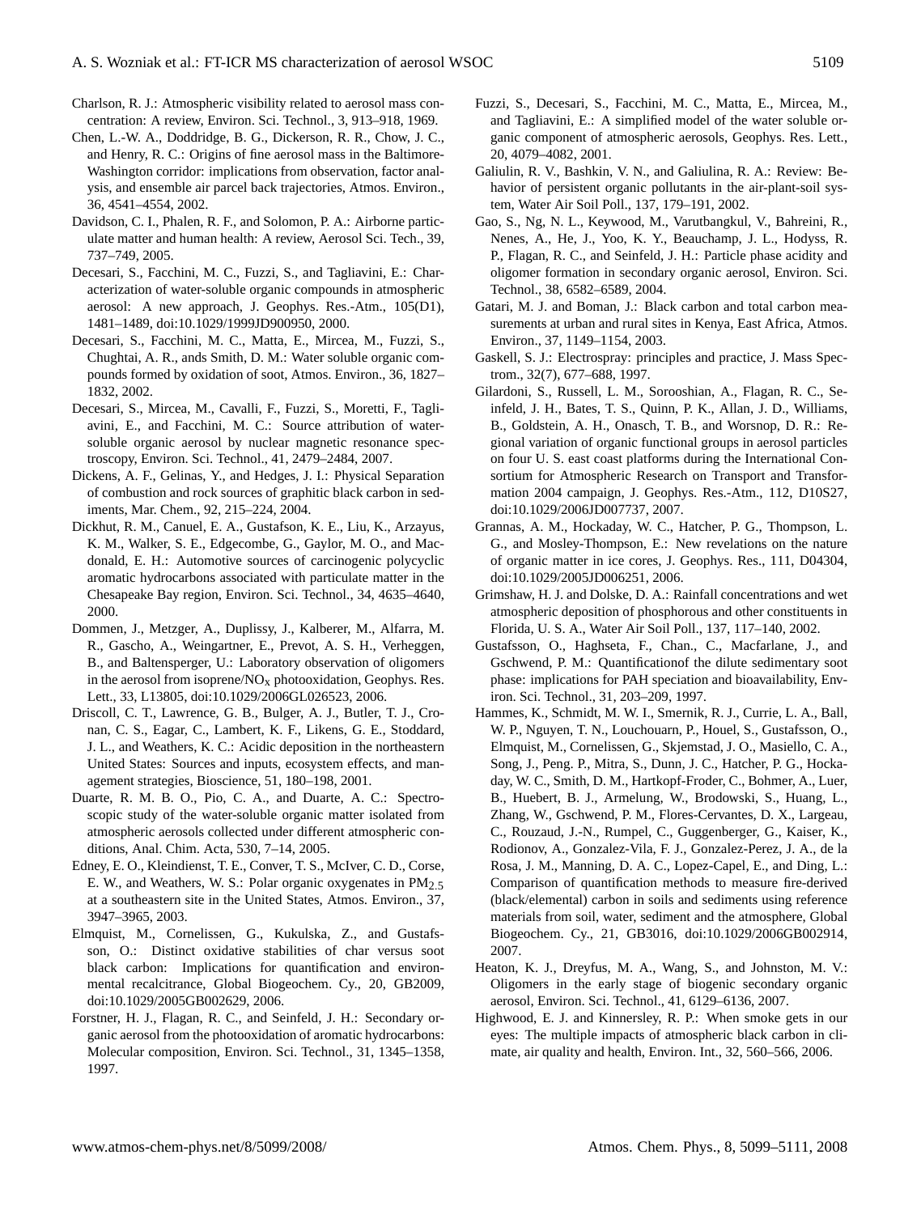Charlson, R. J.: Atmospheric visibility related to aerosol mass concentration: A review, Environ. Sci. Technol., 3, 913–918, 1969.

Chen, L.-W. A., Doddridge, B. G., Dickerson, R. R., Chow, J. C., and Henry, R. C.: Origins of fine aerosol mass in the Baltimore-Washington corridor: implications from observation, factor analysis, and ensemble air parcel back trajectories, Atmos. Environ., 36, 4541–4554, 2002.

Davidson, C. I., Phalen, R. F., and Solomon, P. A.: Airborne particulate matter and human health: A review, Aerosol Sci. Tech., 39, 737–749, 2005.

Decesari, S., Facchini, M. C., Fuzzi, S., and Tagliavini, E.: Characterization of water-soluble organic compounds in atmospheric aerosol: A new approach, J. Geophys. Res.-Atm., 105(D1), 1481–1489, doi:10.1029/1999JD900950, 2000.

Decesari, S., Facchini, M. C., Matta, E., Mircea, M., Fuzzi, S., Chughtai, A. R., ands Smith, D. M.: Water soluble organic compounds formed by oxidation of soot, Atmos. Environ., 36, 1827–1832, 2002.

Decesari, S., Mircea, M., Cavalli, F., Fuzzi, S., Moretti, F., Tagliavini, E., and Facchini, M. C.: Source attribution of water-soluble organic aerosol by nuclear magnetic resonance spectroscopy, Environ. Sci. Technol., 41, 2479–2484, 2007.

Dickens, A. F., Gelinas, Y., and Hedges, J. I.: Physical Separation of combustion and rock sources of graphitic black carbon in sediments, Mar. Chem., 92, 215–224, 2004.

Dickhut, R. M., Canuel, E. A., Gustafson, K. E., Liu, K., Arzayus, K. M., Walker, S. E., Edgecombe, G., Gaylor, M. O., and Macdonald, E. H.: Automotive sources of carcinogenic polycyclic aromatic hydrocarbons associated with particulate matter in the Chesapeake Bay region, Environ. Sci. Technol., 34, 4635–4640, 2000.

Dommen, J., Metzger, A., Duplissy, J., Kalberer, M., Alfarra, M. R., Gascho, A., Weingartner, E., Prevot, A. S. H., Verheggen, B., and Baltensperger, U.: Laboratory observation of oligomers in the aerosol from isoprene/$NO_x$ photooxidation, Geophys. Res. Lett., 33, L13805, doi:10.1029/2006GL026523, 2006.

Driscoll, C. T., Lawrence, G. B., Bulger, A. J., Butler, T. J., Cronan, C. S., Eagar, C., Lambert, K. F., Likens, G. E., Stoddard, J. L., and Weathers, K. C.: Acidic deposition in the northeastern United States: Sources and inputs, ecosystem effects, and management strategies, Bioscience, 51, 180–198, 2001.

Duarte, R. M. B. O., Pio, C. A., and Duarte, A. C.: Spectroscopic study of the water-soluble organic matter isolated from atmospheric aerosols collected under different atmospheric conditions, Anal. Chim. Acta, 530, 7–14, 2005.

Edney, E. O., Kleindienst, T. E., Conver, T. S., McIver, C. D., Corse, E. W., and Weathers, W. S.: Polar organic oxygenates in $PM_{2.5}$ at a southeastern site in the United States, Atmos. Environ., 37, 3947–3965, 2003.

Elmquist, M., Cornelissen, G., Kukulska, Z., and Gustafsson, O.: Distinct oxidative stabilities of char versus soot black carbon: Implications for quantification and environmental recalcitrance, Global Biogeochem. Cy., 20, GB2009, doi:10.1029/2005GB002629, 2006.

Forstner, H. J., Flagan, R. C., and Seinfeld, J. H.: Secondary organic aerosol from the photooxidation of aromatic hydrocarbons: Molecular composition, Environ. Sci. Technol., 31, 1345–1358, 1997.

Fuzzi, S., Decesari, S., Facchini, M. C., Matta, E., Mircea, M., and Tagliavini, E.: A simplified model of the water soluble organic component of atmospheric aerosols, Geophys. Res. Lett., 20, 4079–4082, 2001.

Galiulin, R. V., Bashkin, V. N., and Galiulina, R. A.: Review: Behavior of persistent organic pollutants in the air-plant-soil system, Water Air Soil Poll., 137, 179–191, 2002.

Gao, S., Ng, N. L., Keywood, M., Varutbangkul, V., Bahreini, R., Nenes, A., He, J., Yoo, K. Y., Beauchamp, J. L., Hodyss, R. P., Flagan, R. C., and Seinfeld, J. H.: Particle phase acidity and oligomer formation in secondary organic aerosol, Environ. Sci. Technol., 38, 6582–6589, 2004.

Gatari, M. J. and Boman, J.: Black carbon and total carbon measurements at urban and rural sites in Kenya, East Africa, Atmos. Environ., 37, 1149–1154, 2003.

Gaskell, S. J.: Electrospray: principles and practice, J. Mass Spectrom., 32(7), 677–688, 1997.

Gilardoni, S., Russell, L. M., Sorooshian, A., Flagan, R. C., Seinfeld, J. H., Bates, T. S., Quinn, P. K., Allan, J. D., Williams, B., Goldstein, A. H., Onasch, T. B., and Worsnop, D. R.: Regional variation of organic functional groups in aerosol particles on four U. S. east coast platforms during the International Consortium for Atmospheric Research on Transport and Transformation 2004 campaign, J. Geophys. Res.-Atm., 112, D10S27, doi:10.1029/2006JD007737, 2007.

Grannas, A. M., Hockaday, W. C., Hatcher, P. G., Thompson, L. G., and Mosley-Thompson, E.: New revelations on the nature of organic matter in ice cores, J. Geophys. Res., 111, D04304, doi:10.1029/2005JD006251, 2006.

Grimshaw, H. J. and Dolske, D. A.: Rainfall concentrations and wet atmospheric deposition of phosphorous and other constituents in Florida, U. S. A., Water Air Soil Poll., 137, 117–140, 2002.

Gustafsson, O., Haghseta, F., Chan., C., Macfarlane, J., and Gschwend, P. M.: Quantificationof the dilute sedimentary soot phase: implications for PAH speciation and bioavailability, Environ. Sci. Technol., 31, 203–209, 1997.

Hammes, K., Schmidt, M. W. I., Smernik, R. J., Currie, L. A., Ball, W. P., Nguyen, T. N., Louchouarn, P., Houel, S., Gustafsson, O., Elmquist, M., Cornelissen, G., Skjemstad, J. O., Masiello, C. A., Song, J., Peng. P., Mitra, S., Dunn, J. C., Hatcher, P. G., Hockaday, W. C., Smith, D. M., Hartkopf-Froder, C., Bohmer, A., Luer, B., Huebert, B. J., Armelung, W., Brodowski, S., Huang, L., Zhang, W., Gschwend, P. M., Flores-Cervantes, D. X., Largeau, C., Rouzaud, J.-N., Rumpel, C., Guggenberger, G., Kaiser, K., Rodionov, A., Gonzalez-Vila, F. J., Gonzalez-Perez, J. A., de la Rosa, J. M., Manning, D. A. C., Lopez-Capel, E., and Ding, L.: Comparison of quantification methods to measure fire-derived (black/elemental) carbon in soils and sediments using reference materials from soil, water, sediment and the atmosphere, Global Biogeochem. Cy., 21, GB3016, doi:10.1029/2006GB002914, 2007.

Heaton, K. J., Dreyfus, M. A., Wang, S., and Johnston, M. V.: Oligomers in the early stage of biogenic secondary organic aerosol, Environ. Sci. Technol., 41, 6129–6136, 2007.

Highwood, E. J. and Kinnersley, R. P.: When smoke gets in our eyes: The multiple impacts of atmospheric black carbon in climate, air quality and health, Environ. Int., 32, 560–566, 2006.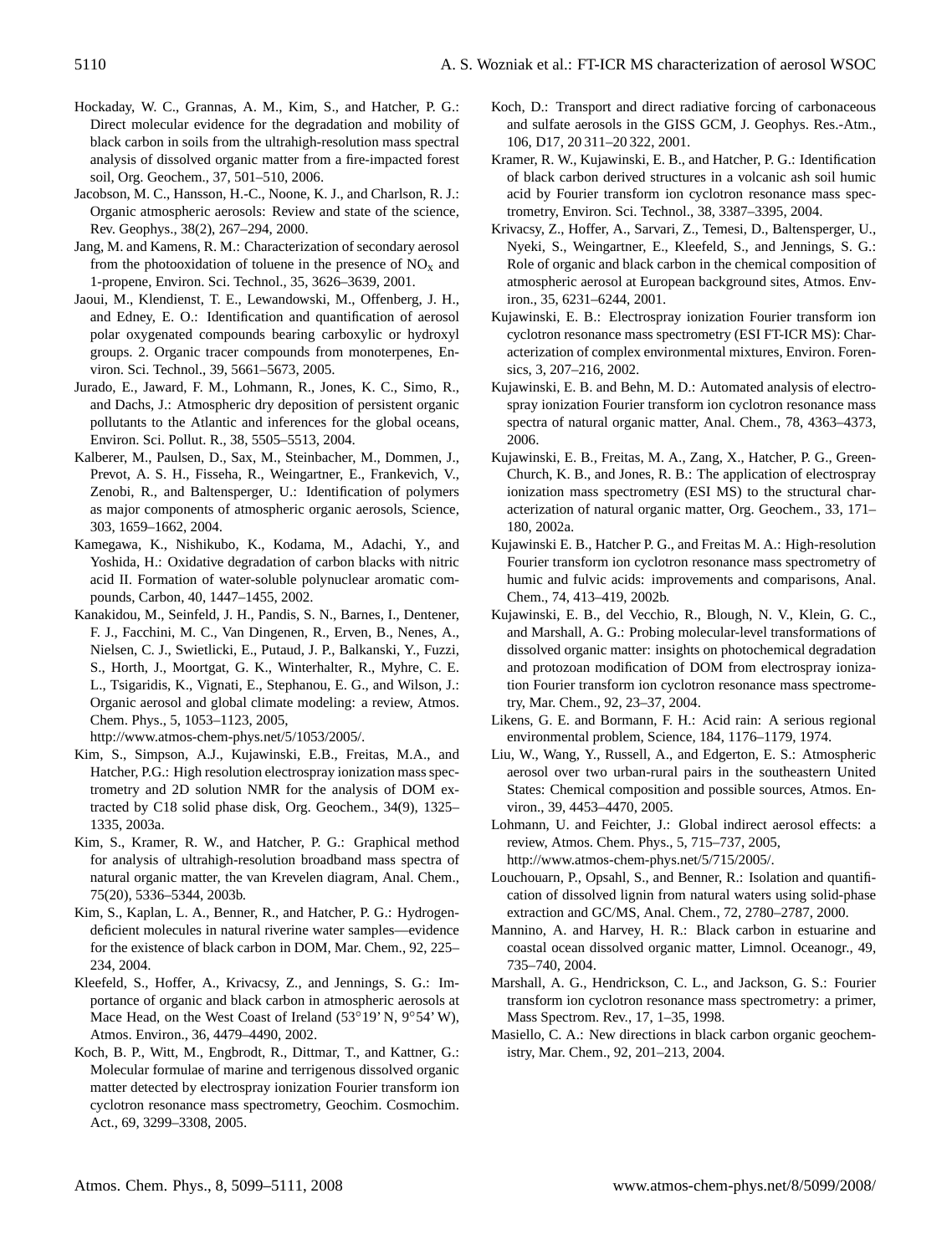Hockaday, W. C., Grannas, A. M., Kim, S., and Hatcher, P. G.: Direct molecular evidence for the degradation and mobility of black carbon in soils from the ultrahigh-resolution mass spectral analysis of dissolved organic matter from a fire-impacted forest soil, Org. Geochem., 37, 501–510, 2006.

Jacobson, M. C., Hansson, H.-C., Noone, K. J., and Charlson, R. J.: Organic atmospheric aerosols: Review and state of the science, Rev. Geophys., 38(2), 267–294, 2000.

Jang, M. and Kamens, R. M.: Characterization of secondary aerosol from the photooxidation of toluene in the presence of $NO_x$ and 1-propene, Environ. Sci. Technol., 35, 3626–3639, 2001.

Jaoui, M., Klendienst, T. E., Lewandowski, M., Offenberg, J. H., and Edney, E. O.: Identification and quantification of aerosol polar oxygenated compounds bearing carboxylic or hydroxyl groups. 2. Organic tracer compounds from monoterpenes, Environ. Sci. Technol., 39, 5661–5673, 2005.

Jurado, E., Jaward, F. M., Lohmann, R., Jones, K. C., Simo, R., and Dachs, J.: Atmospheric dry deposition of persistent organic pollutants to the Atlantic and inferences for the global oceans, Environ. Sci. Pollut. R., 38, 5505–5513, 2004.

Kalberer, M., Paulsen, D., Sax, M., Steinbacher, M., Dommen, J., Prevot, A. S. H., Fisseha, R., Weingartner, E., Frankevich, V., Zenobi, R., and Baltensperger, U.: Identification of polymers as major components of atmospheric organic aerosols, Science, 303, 1659–1662, 2004.

Kamegawa, K., Nishikubo, K., Kodama, M., Adachi, Y., and Yoshida, H.: Oxidative degradation of carbon blacks with nitric acid II. Formation of water-soluble polynuclear aromatic compounds, Carbon, 40, 1447–1455, 2002.

Kanakidou, M., Seinfeld, J. H., Pandis, S. N., Barnes, I., Dentener, F. J., Facchini, M. C., Van Dingenen, R., Erven, B., Nenes, A., Nielsen, C. J., Swietlicki, E., Putaud, J. P., Balkanski, Y., Fuzzi, S., Horth, J., Moortgat, G. K., Winterhalter, R., Myhre, C. E. L., Tsigaridis, K., Vignati, E., Stephanou, E. G., and Wilson, J.: Organic aerosol and global climate modeling: a review, Atmos. Chem. Phys., 5, 1053–1123, 2005, http://www.atmos-chem-phys.net/5/1053/2005/.

Kim, S., Simpson, A.J., Kujawinski, E.B., Freitas, M.A., and Hatcher, P.G.: High resolution electrospray ionization mass spectrometry and 2D solution NMR for the analysis of DOM extracted by C18 solid phase disk, Org. Geochem., 34(9), 1325–1335, 2003a.

Kim, S., Kramer, R. W., and Hatcher, P. G.: Graphical method for analysis of ultrahigh-resolution broadband mass spectra of natural organic matter, the van Krevelen diagram, Anal. Chem., 75(20), 5336–5344, 2003b.

Kim, S., Kaplan, L. A., Benner, R., and Hatcher, P. G.: Hydrogen-deficient molecules in natural riverine water samples—evidence for the existence of black carbon in DOM, Mar. Chem., 92, 225–234, 2004.

Kleefeld, S., Hoffer, A., Krivacsy, Z., and Jennings, S. G.: Importance of organic and black carbon in atmospheric aerosols at Mace Head, on the West Coast of Ireland (53°19' N, 9°54' W), Atmos. Environ., 36, 4479–4490, 2002.

Koch, B. P., Witt, M., Engbrodt, R., Dittmar, T., and Kattner, G.: Molecular formulae of marine and terrigenous dissolved organic matter detected by electrospray ionization Fourier transform ion cyclotron resonance mass spectrometry, Geochim. Cosmochim. Act., 69, 3299–3308, 2005.

Koch, D.: Transport and direct radiative forcing of carbonaceous and sulfate aerosols in the GISS GCM, J. Geophys. Res.-Atm., 106, D17, 20 311–20 322, 2001.

Kramer, R. W., Kujawinski, E. B., and Hatcher, P. G.: Identification of black carbon derived structures in a volcanic ash soil humic acid by Fourier transform ion cyclotron resonance mass spectrometry, Environ. Sci. Technol., 38, 3387–3395, 2004.

Krivacsy, Z., Hoffer, A., Sarvari, Z., Temesi, D., Baltensperger, U., Nyeki, S., Weingartner, E., Kleefeld, S., and Jennings, S. G.: Role of organic and black carbon in the chemical composition of atmospheric aerosol at European background sites, Atmos. Environ., 35, 6231–6244, 2001.

Kujawinski, E. B.: Electrospray ionization Fourier transform ion cyclotron resonance mass spectrometry (ESI FT-ICR MS): Characterization of complex environmental mixtures, Environ. Forensics, 3, 207–216, 2002.

Kujawinski, E. B. and Behn, M. D.: Automated analysis of electrospray ionization Fourier transform ion cyclotron resonance mass spectra of natural organic matter, Anal. Chem., 78, 4363–4373, 2006.

Kujawinski, E. B., Freitas, M. A., Zang, X., Hatcher, P. G., Green-Church, K. B., and Jones, R. B.: The application of electrospray ionization mass spectrometry (ESI MS) to the structural characterization of natural organic matter, Org. Geochem., 33, 171–180, 2002a.

Kujawinski E. B., Hatcher P. G., and Freitas M. A.: High-resolution Fourier transform ion cyclotron resonance mass spectrometry of humic and fulvic acids: improvements and comparisons, Anal. Chem., 74, 413–419, 2002b.

Kujawinski, E. B., del Vecchio, R., Blough, N. V., Klein, G. C., and Marshall, A. G.: Probing molecular-level transformations of dissolved organic matter: insights on photochemical degradation and protozoan modification of DOM from electrospray ionization Fourier transform ion cyclotron resonance mass spectrometry, Mar. Chem., 92, 23–37, 2004.

Likens, G. E. and Bormann, F. H.: Acid rain: A serious regional environmental problem, Science, 184, 1176–1179, 1974.

Liu, W., Wang, Y., Russell, A., and Edgerton, E. S.: Atmospheric aerosol over two urban-rural pairs in the southeastern United States: Chemical composition and possible sources, Atmos. Environ., 39, 4453–4470, 2005.

Lohmann, U. and Feichter, J.: Global indirect aerosol effects: a review, Atmos. Chem. Phys., 5, 715–737, 2005, http://www.atmos-chem-phys.net/5/715/2005/.

Louchouarn, P., Opsahl, S., and Benner, R.: Isolation and quantification of dissolved lignin from natural waters using solid-phase extraction and GC/MS, Anal. Chem., 72, 2780–2787, 2000.

Mannino, A. and Harvey, H. R.: Black carbon in estuarine and coastal ocean dissolved organic matter, Limnol. Oceanogr., 49, 735–740, 2004.

Marshall, A. G., Hendrickson, C. L., and Jackson, G. S.: Fourier transform ion cyclotron resonance mass spectrometry: a primer, Mass Spectrom. Rev., 17, 1–35, 1998.

Masiello, C. A.: New directions in black carbon organic geochemistry, Mar. Chem., 92, 201–213, 2004.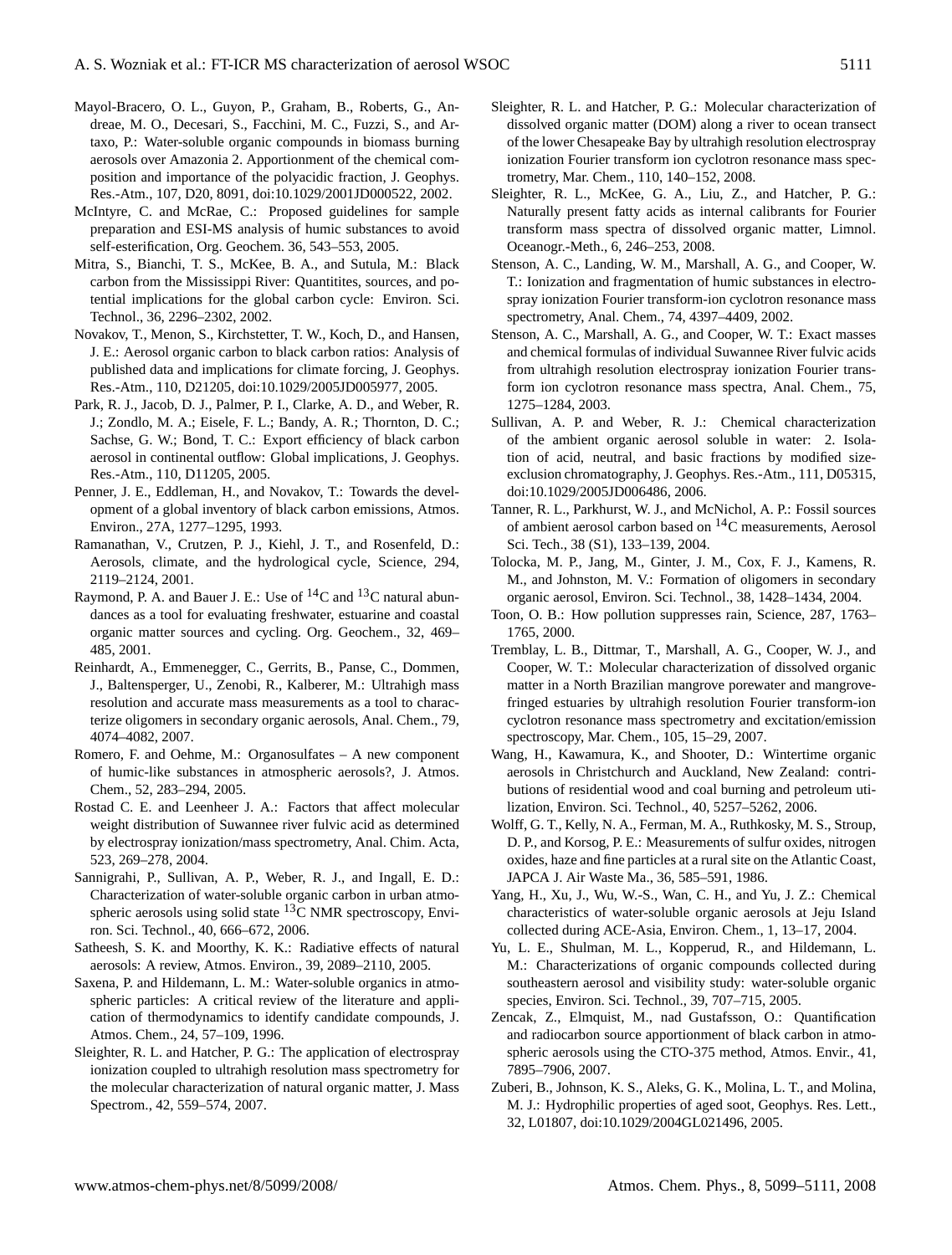Mayol-Bracero, O. L., Guyon, P., Graham, B., Roberts, G., Andreae, M. O., Decesari, S., Facchini, M. C., Fuzzi, S., and Artaxo, P.: Water-soluble organic compounds in biomass burning aerosols over Amazonia 2. Apportionment of the chemical composition and importance of the polyacidic fraction, J. Geophys. Res.-Atm., 107, D20, 8091, doi:10.1029/2001JD000522, 2002.

McIntyre, C. and McRae, C.: Proposed guidelines for sample preparation and ESI-MS analysis of humic substances to avoid self-esterification, Org. Geochem. 36, 543–553, 2005.

Mitra, S., Bianchi, T. S., McKee, B. A., and Sutula, M.: Black carbon from the Mississippi River: Quantitites, sources, and potential implications for the global carbon cycle: Environ. Sci. Technol., 36, 2296–2302, 2002.

Novakov, T., Menon, S., Kirchstetter, T. W., Koch, D., and Hansen, J. E.: Aerosol organic carbon to black carbon ratios: Analysis of published data and implications for climate forcing, J. Geophys. Res.-Atm., 110, D21205, doi:10.1029/2005JD005977, 2005.

Park, R. J., Jacob, D. J., Palmer, P. I., Clarke, A. D., and Weber, R. J.; Zondlo, M. A.; Eisele, F. L.; Bandy, A. R.; Thornton, D. C.; Sachse, G. W.; Bond, T. C.: Export efficiency of black carbon aerosol in continental outflow: Global implications, J. Geophys. Res.-Atm., 110, D11205, 2005.

Penner, J. E., Eddleman, H., and Novakov, T.: Towards the development of a global inventory of black carbon emissions, Atmos. Environ., 27A, 1277–1295, 1993.

Ramanathan, V., Crutzen, P. J., Kiehl, J. T., and Rosenfeld, D.: Aerosols, climate, and the hydrological cycle, Science, 294, 2119–2124, 2001.

Raymond, P. A. and Bauer J. E.: Use of $^{14}$C and $^{13}$C natural abundances as a tool for evaluating freshwater, estuarine and coastal organic matter sources and cycling. Org. Geochem., 32, 469–485, 2001.

Reinhardt, A., Emmenegger, C., Gerrits, B., Panse, C., Dommen, J., Baltensperger, U., Zenobi, R., Kalberer, M.: Ultrahigh mass resolution and accurate mass measurements as a tool to characterize oligomers in secondary organic aerosols, Anal. Chem., 79, 4074–4082, 2007.

Romero, F. and Oehme, M.: Organosulfates – A new component of humic-like substances in atmospheric aerosols?, J. Atmos. Chem., 52, 283–294, 2005.

Rostad C. E. and Leenheer J. A.: Factors that affect molecular weight distribution of Suwannee river fulvic acid as determined by electrospray ionization/mass spectrometry, Anal. Chim. Acta, 523, 269–278, 2004.

Sannigrahi, P., Sullivan, A. P., Weber, R. J., and Ingall, E. D.: Characterization of water-soluble organic carbon in urban atmospheric aerosols using solid state $^{13}$C NMR spectroscopy, Environ. Sci. Technol., 40, 666–672, 2006.

Satheesh, S. K. and Moorthy, K. K.: Radiative effects of natural aerosols: A review, Atmos. Environ., 39, 2089–2110, 2005.

Saxena, P. and Hildemann, L. M.: Water-soluble organics in atmospheric particles: A critical review of the literature and application of thermodynamics to identify candidate compounds, J. Atmos. Chem., 24, 57–109, 1996.

Sleighter, R. L. and Hatcher, P. G.: The application of electrospray ionization coupled to ultrahigh resolution mass spectrometry for the molecular characterization of natural organic matter, J. Mass Spectrom., 42, 559–574, 2007.

Sleighter, R. L. and Hatcher, P. G.: Molecular characterization of dissolved organic matter (DOM) along a river to ocean transect of the lower Chesapeake Bay by ultrahigh resolution electrospray ionization Fourier transform ion cyclotron resonance mass spectrometry, Mar. Chem., 110, 140–152, 2008.

Sleighter, R. L., McKee, G. A., Liu, Z., and Hatcher, P. G.: Naturally present fatty acids as internal calibrants for Fourier transform mass spectra of dissolved organic matter, Limnol. Oceanogr.-Meth., 6, 246–253, 2008.

Stenson, A. C., Landing, W. M., Marshall, A. G., and Cooper, W. T.: Ionization and fragmentation of humic substances in electrospray ionization Fourier transform-ion cyclotron resonance mass spectrometry, Anal. Chem., 74, 4397–4409, 2002.

Stenson, A. C., Marshall, A. G., and Cooper, W. T.: Exact masses and chemical formulas of individual Suwannee River fulvic acids from ultrahigh resolution electrospray ionization Fourier transform ion cyclotron resonance mass spectra, Anal. Chem., 75, 1275–1284, 2003.

Sullivan, A. P. and Weber, R. J.: Chemical characterization of the ambient organic aerosol soluble in water: 2. Isolation of acid, neutral, and basic fractions by modified size-exclusion chromatography, J. Geophys. Res.-Atm., 111, D05315, doi:10.1029/2005JD006486, 2006.

Tanner, R. L., Parkhurst, W. J., and McNichol, A. P.: Fossil sources of ambient aerosol carbon based on $^{14}$C measurements, Aerosol Sci. Tech., 38 (S1), 133–139, 2004.

Tolocka, M. P., Jang, M., Ginter, J. M., Cox, F. J., Kamens, R. M., and Johnston, M. V.: Formation of oligomers in secondary organic aerosol, Environ. Sci. Technol., 38, 1428–1434, 2004.

Toon, O. B.: How pollution suppresses rain, Science, 287, 1763–1765, 2000.

Tremblay, L. B., Dittmar, T., Marshall, A. G., Cooper, W. J., and Cooper, W. T.: Molecular characterization of dissolved organic matter in a North Brazilian mangrove porewater and mangrove-fringed estuaries by ultrahigh resolution Fourier transform-ion cyclotron resonance mass spectrometry and excitation/emission spectroscopy, Mar. Chem., 105, 15–29, 2007.

Wang, H., Kawamura, K., and Shooter, D.: Wintertime organic aerosols in Christchurch and Auckland, New Zealand: contributions of residential wood and coal burning and petroleum utilization, Environ. Sci. Technol., 40, 5257–5262, 2006.

Wolff, G. T., Kelly, N. A., Ferman, M. A., Ruthkosky, M. S., Stroup, D. P., and Korsog, P. E.: Measurements of sulfur oxides, nitrogen oxides, haze and fine particles at a rural site on the Atlantic Coast, JAPCA J. Air Waste Ma., 36, 585–591, 1986.

Yang, H., Xu, J., Wu, W.-S., Wan, C. H., and Yu, J. Z.: Chemical characteristics of water-soluble organic aerosols at Jeju Island collected during ACE-Asia, Environ. Chem., 1, 13–17, 2004.

Yu, L. E., Shulman, M. L., Kopperud, R., and Hildemann, L. M.: Characterizations of organic compounds collected during southeastern aerosol and visibility study: water-soluble organic species, Environ. Sci. Technol., 39, 707–715, 2005.

Zencak, Z., Elmquist, M., nad Gustafsson, O.: Quantification and radiocarbon source apportionment of black carbon in atmospheric aerosols using the CTO-375 method, Atmos. Envir., 41, 7895–7906, 2007.

Zuberi, B., Johnson, K. S., Aleks, G. K., Molina, L. T., and Molina, M. J.: Hydrophilic properties of aged soot, Geophys. Res. Lett., 32, L01807, doi:10.1029/2004GL021496, 2005.